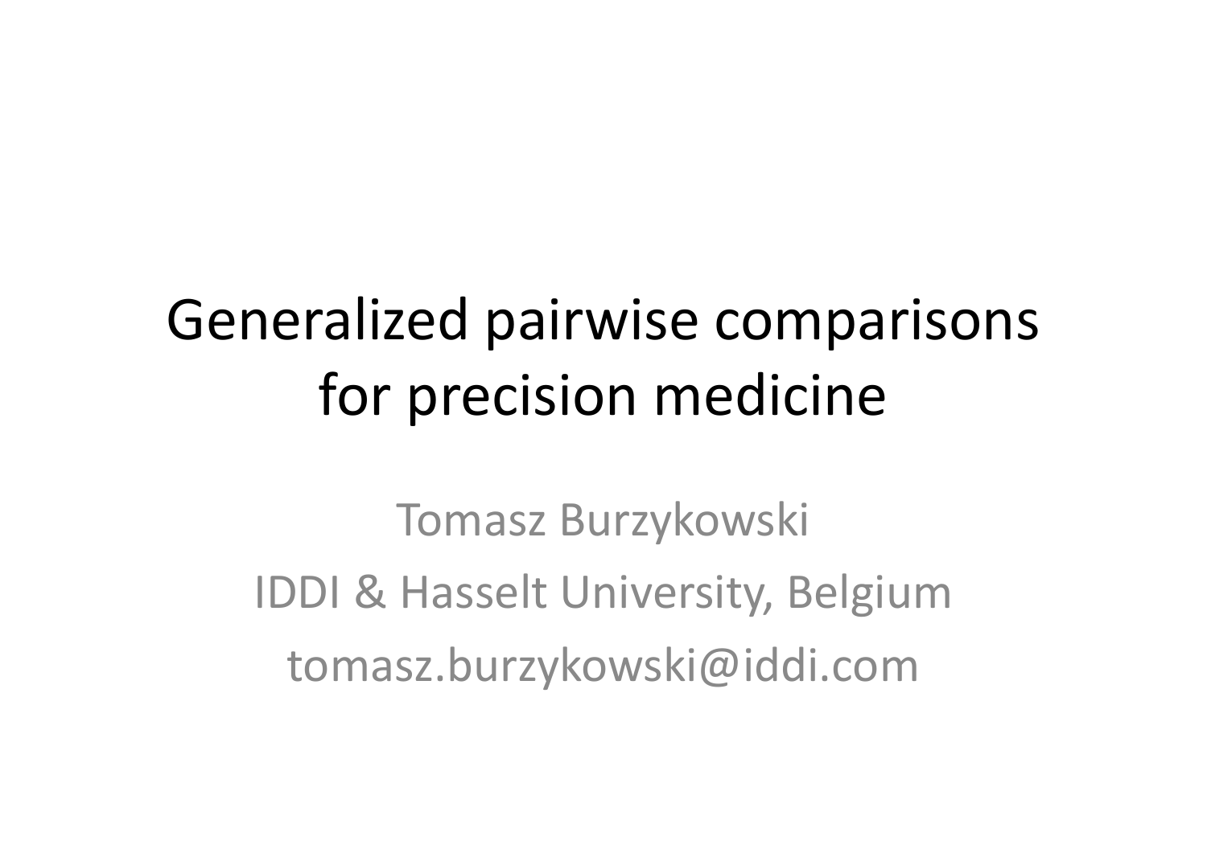# Generalized pairwise comparisons for precision medicine

Tomasz Burzykowski

IDDI & Hasselt University, Belgium

tomasz.burzykowski@iddi.com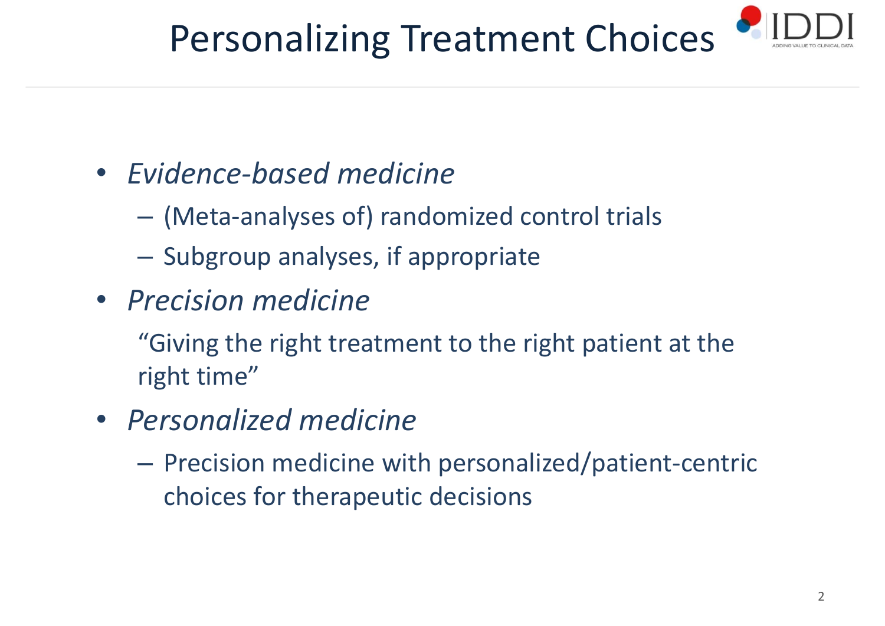# Personalizing Treatment Choices

- *Evidence-based medicine*
  - (Meta-analyses of) randomized control trials
  - Subgroup analyses, if appropriate
- *Precision medicine*

  "Giving the right treatment to the right patient at the right time"
- *Personalized medicine*
  - Precision medicine with personalized/patient-centric choices for therapeutic decisions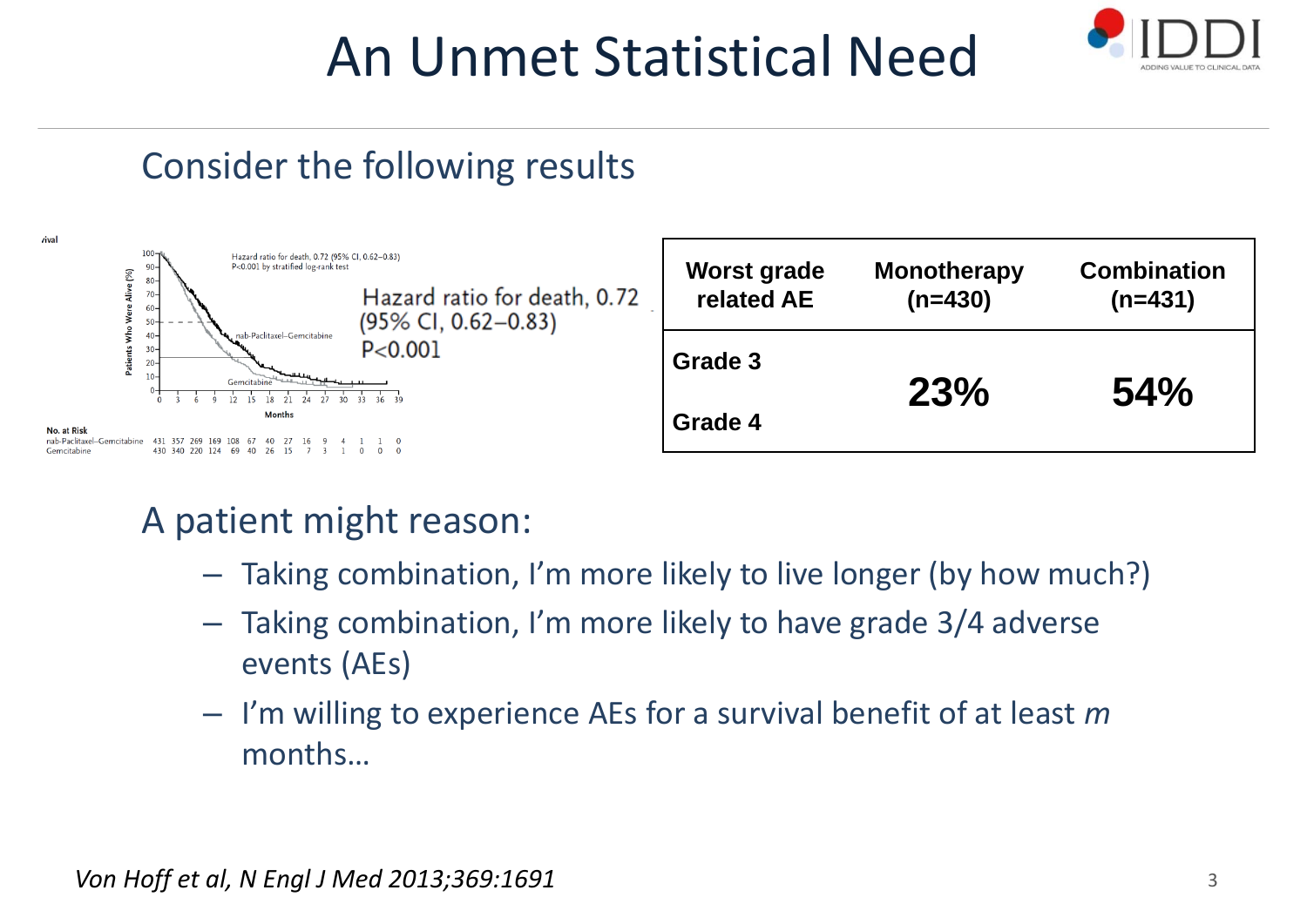# An Unmet Statistical Need

## Consider the following results

Hazard ratio for death, 0.72 (95% CI, 0.62–0.83) $P<0.001$

| Worst grade related AE | Monotherapy (n=430) | Combination (n=431) |
|---|---|---|
| Grade 3 / Grade 4 | **23%** | **54%** |

## A patient might reason:

- Taking combination, I'm more likely to live longer (by how much?)
- Taking combination, I'm more likely to have grade 3/4 adverse events (AEs)
- I'm willing to experience AEs for a survival benefit of at least *m* months…

*Von Hoff et al, N Engl J Med 2013;369:1691*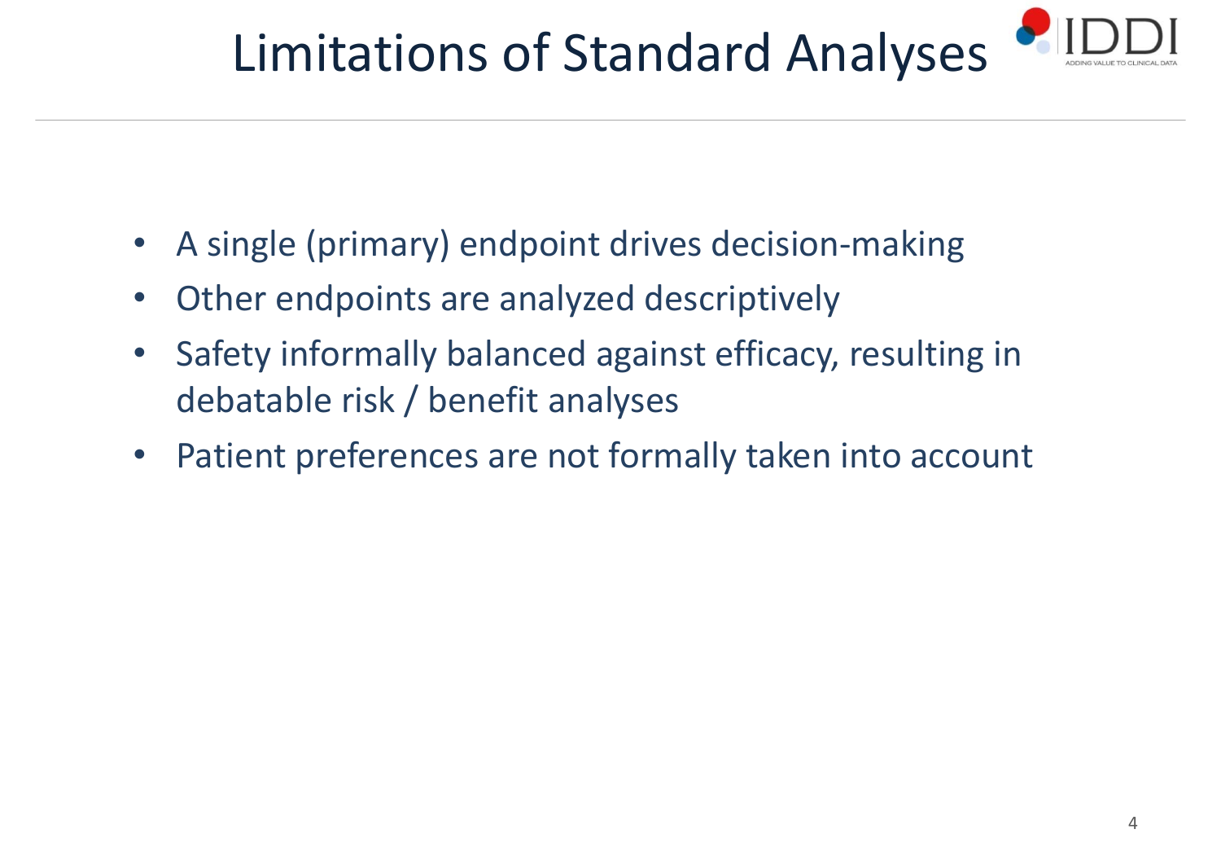# Limitations of Standard Analyses

- A single (primary) endpoint drives decision-making
- Other endpoints are analyzed descriptively
- Safety informally balanced against efficacy, resulting in debatable risk / benefit analyses
- Patient preferences are not formally taken into account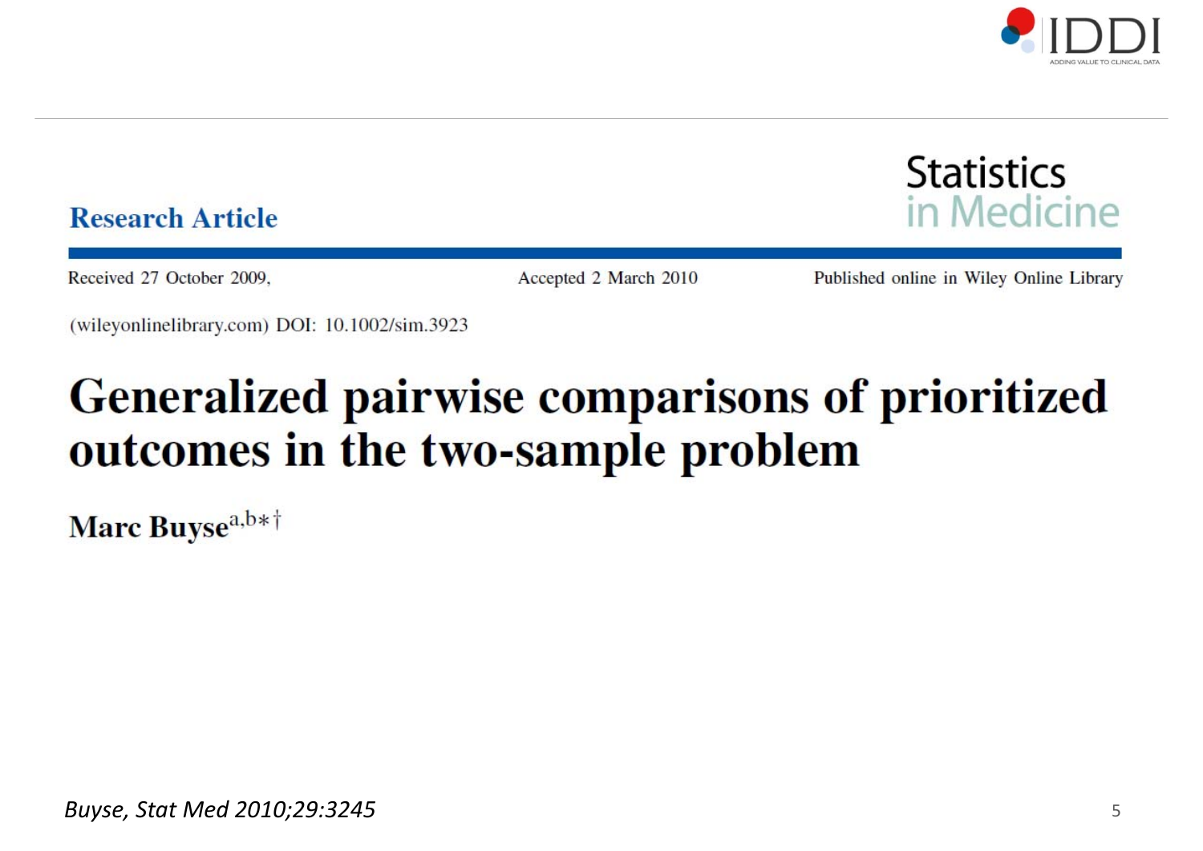**Research Article**

**Statistics in Medicine**

Received 27 October 2009, Accepted 2 March 2010 Published online in Wiley Online Library

(wileyonlinelibrary.com) DOI: 10.1002/sim.3923

# Generalized pairwise comparisons of prioritized outcomes in the two-sample problem

**Marc Buyse**[a,b*†]

*Buyse, Stat Med 2010;29:3245*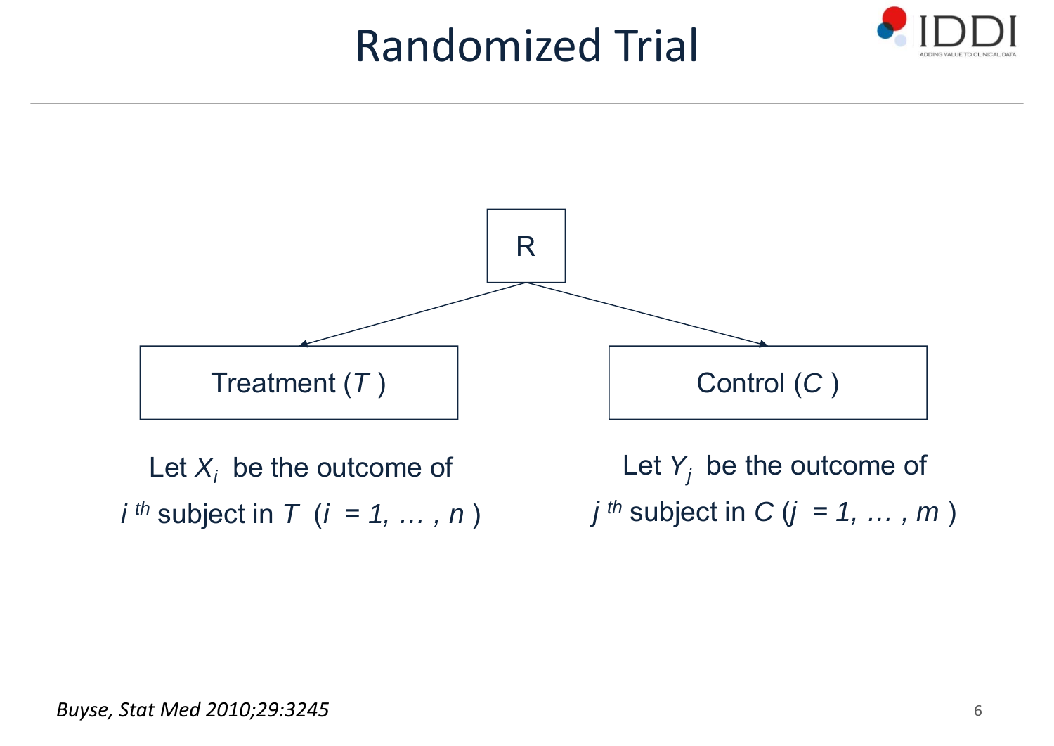# Randomized Trial

R

Treatment ($T$)

Control ($C$)

Let $X_i$ be the outcome of $i^{th}$ subject in $T$ ($i = 1, \ldots, n$)

Let $Y_j$ be the outcome of $j^{th}$ subject in $C$ ($j = 1, \ldots, m$)

*Buyse, Stat Med 2010;29:3245*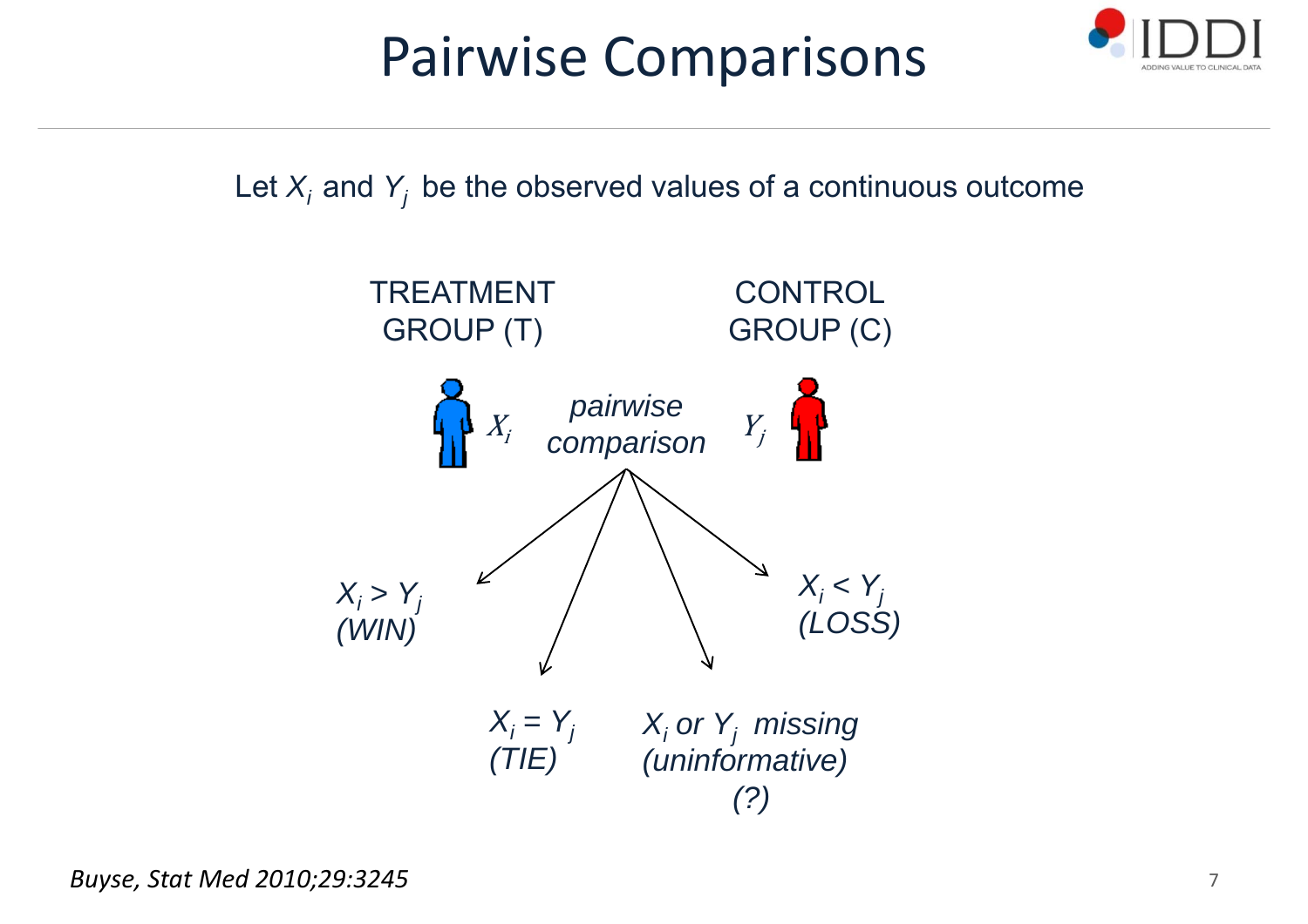# Pairwise Comparisons

Let $X_i$ and $Y_j$ be the observed values of a continuous outcome

TREATMENT GROUP (T)

CONTROL GROUP (C)

$X_i$ *pairwise comparison* $Y_j$

$X_i > Y_j$ *(WIN)*

$X_i = Y_j$ *(TIE)*

*$X_i$ or $Y_j$ missing (uninformative) (?)*

$X_i < Y_j$ *(LOSS)*

*Buyse, Stat Med 2010;29:3245*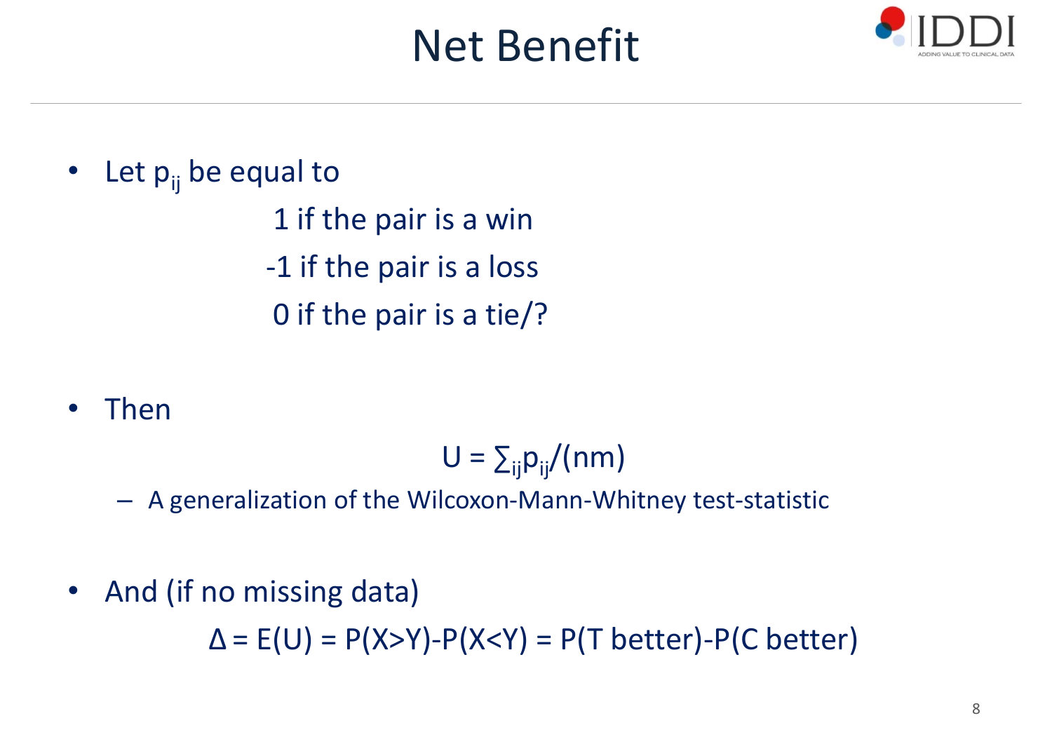# Net Benefit

- Let $p_{ij}$ be equal to

  1 if the pair is a win

  -1 if the pair is a loss

  0 if the pair is a tie/?

- Then

$$U = \sum_{ij} p_{ij}/(nm)$$

  – A generalization of the Wilcoxon-Mann-Whitney test-statistic

- And (if no missing data)

$$\Delta = E(U) = P(X>Y) - P(X<Y) = P(\text{T better}) - P(\text{C better})$$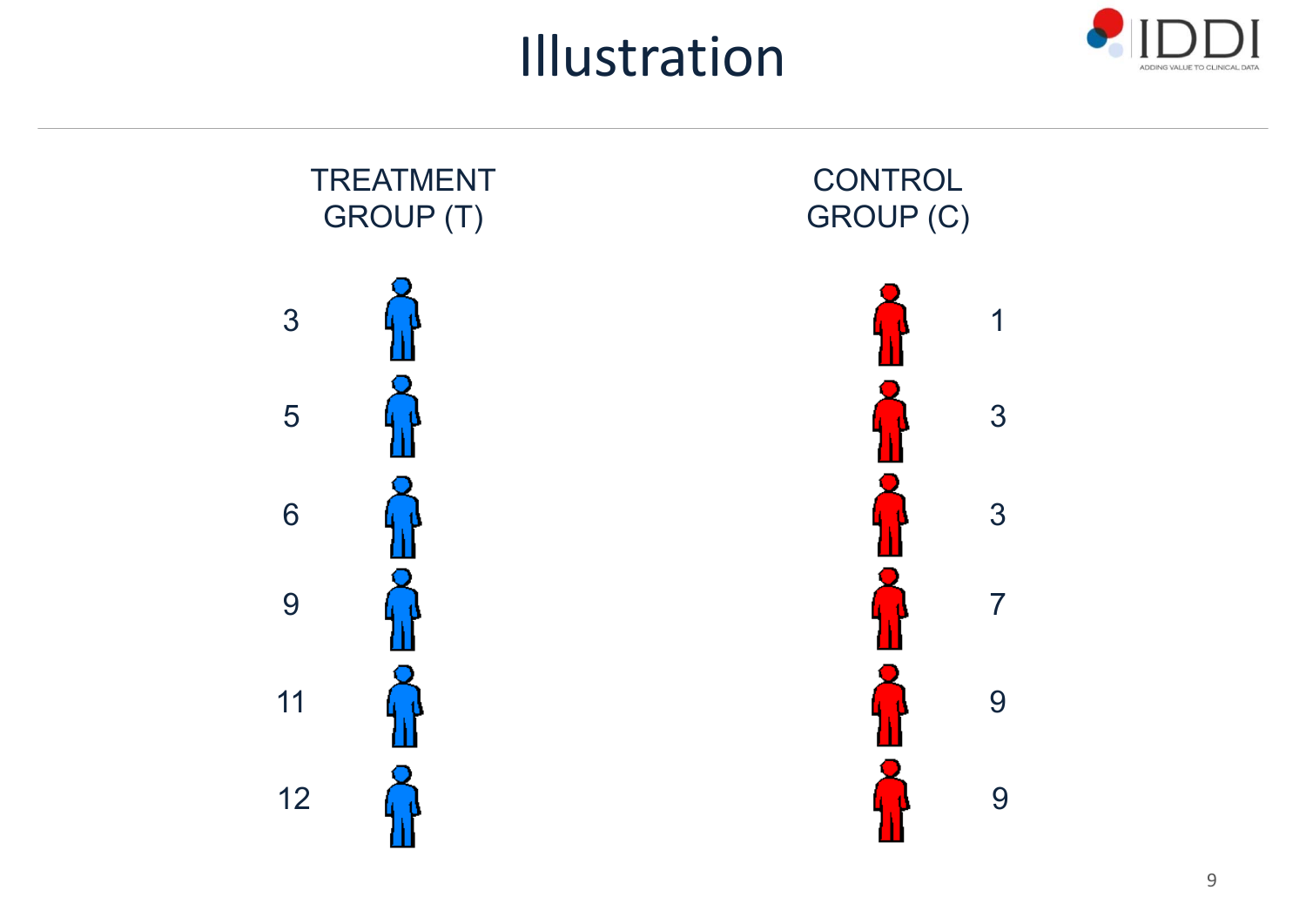# Illustration

| TREATMENT GROUP (T) | CONTROL GROUP (C) |
| --- | --- |
| 3 | 1 |
| 5 | 3 |
| 6 | 3 |
| 9 | 7 |
| 11 | 9 |
| 12 | 9 |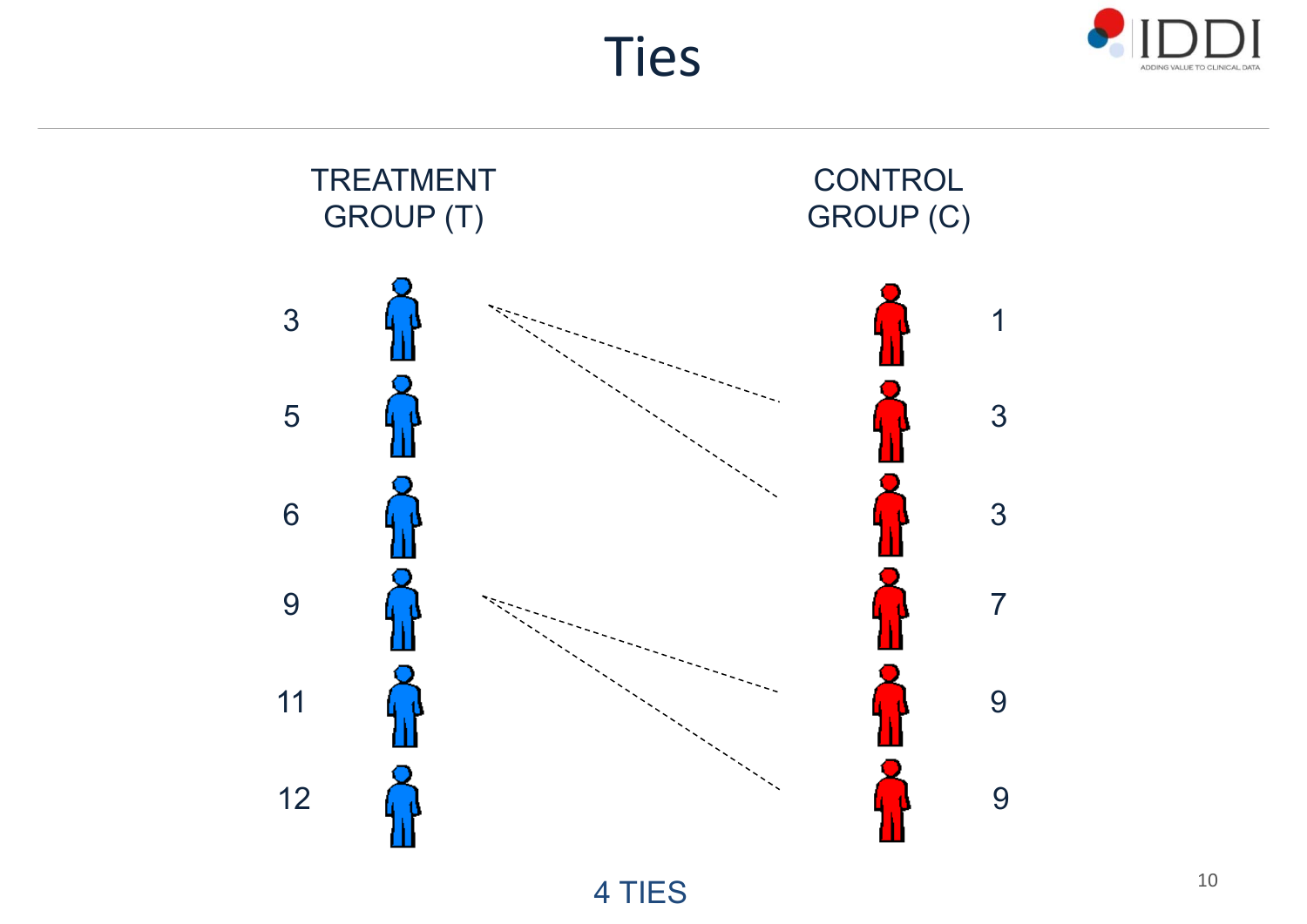# Ties

| TREATMENT GROUP (T) | CONTROL GROUP (C) |
| --- | --- |
| 3 | 1 |
| 5 | 3 |
| 6 | 3 |
| 9 | 7 |
| 11 | 9 |
| 12 | 9 |

4 TIES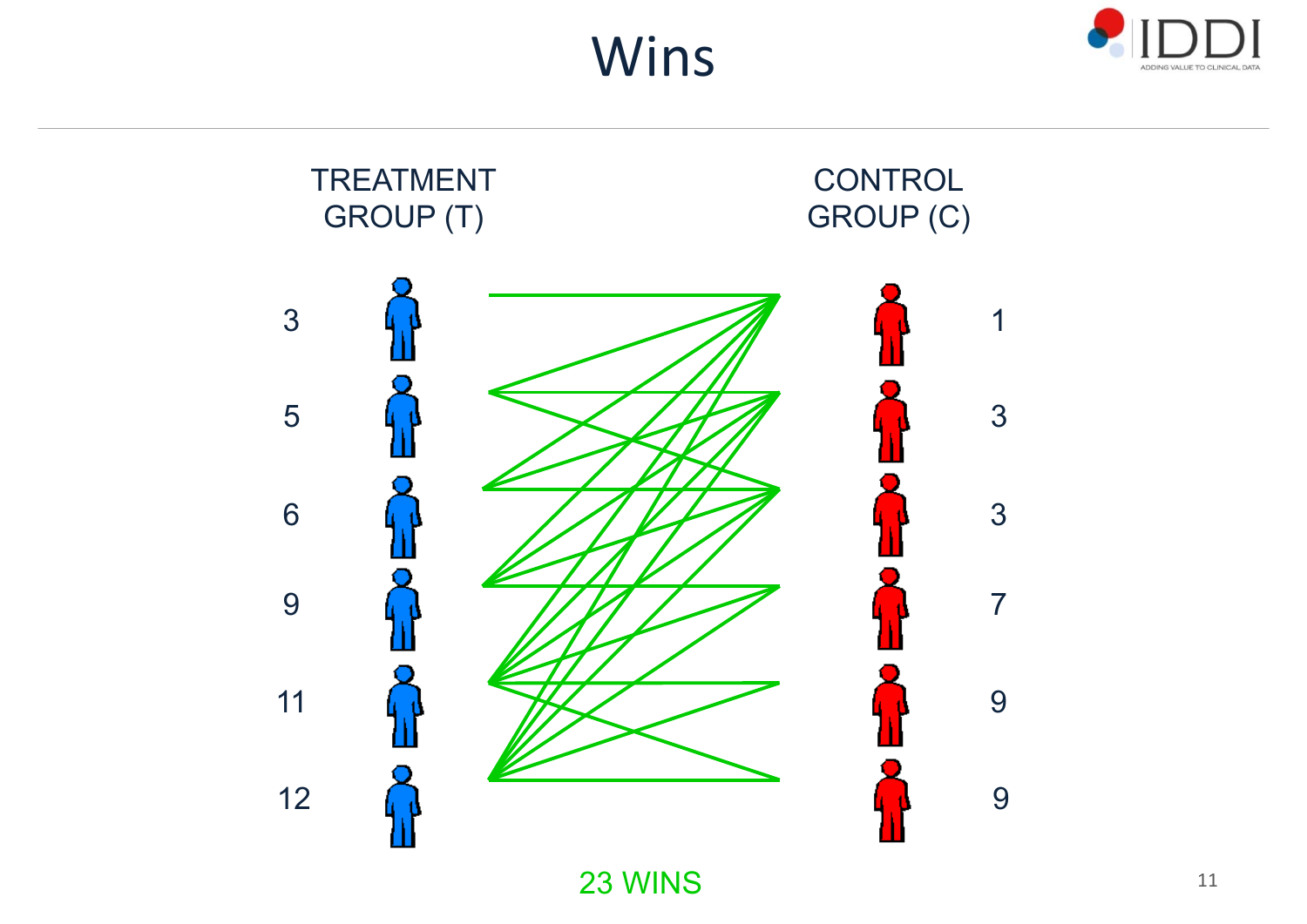# Wins

| TREATMENT GROUP (T) | CONTROL GROUP (C) |
| --- | --- |
| 3 | 1 |
| 5 | 3 |
| 6 | 3 |
| 9 | 7 |
| 11 | 9 |
| 12 | 9 |

23 WINS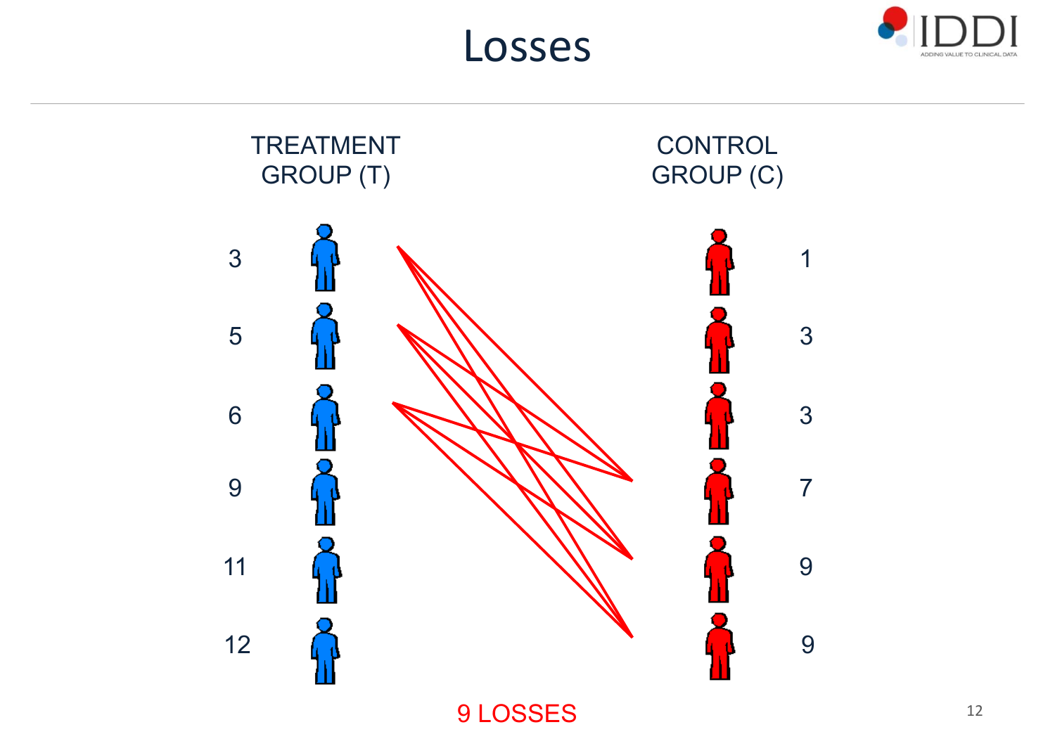# Losses

| TREATMENT GROUP (T) | CONTROL GROUP (C) |
| --- | --- |
| 3 | 1 |
| 5 | 3 |
| 6 | 3 |
| 9 | 7 |
| 11 | 9 |
| 12 | 9 |

9 LOSSES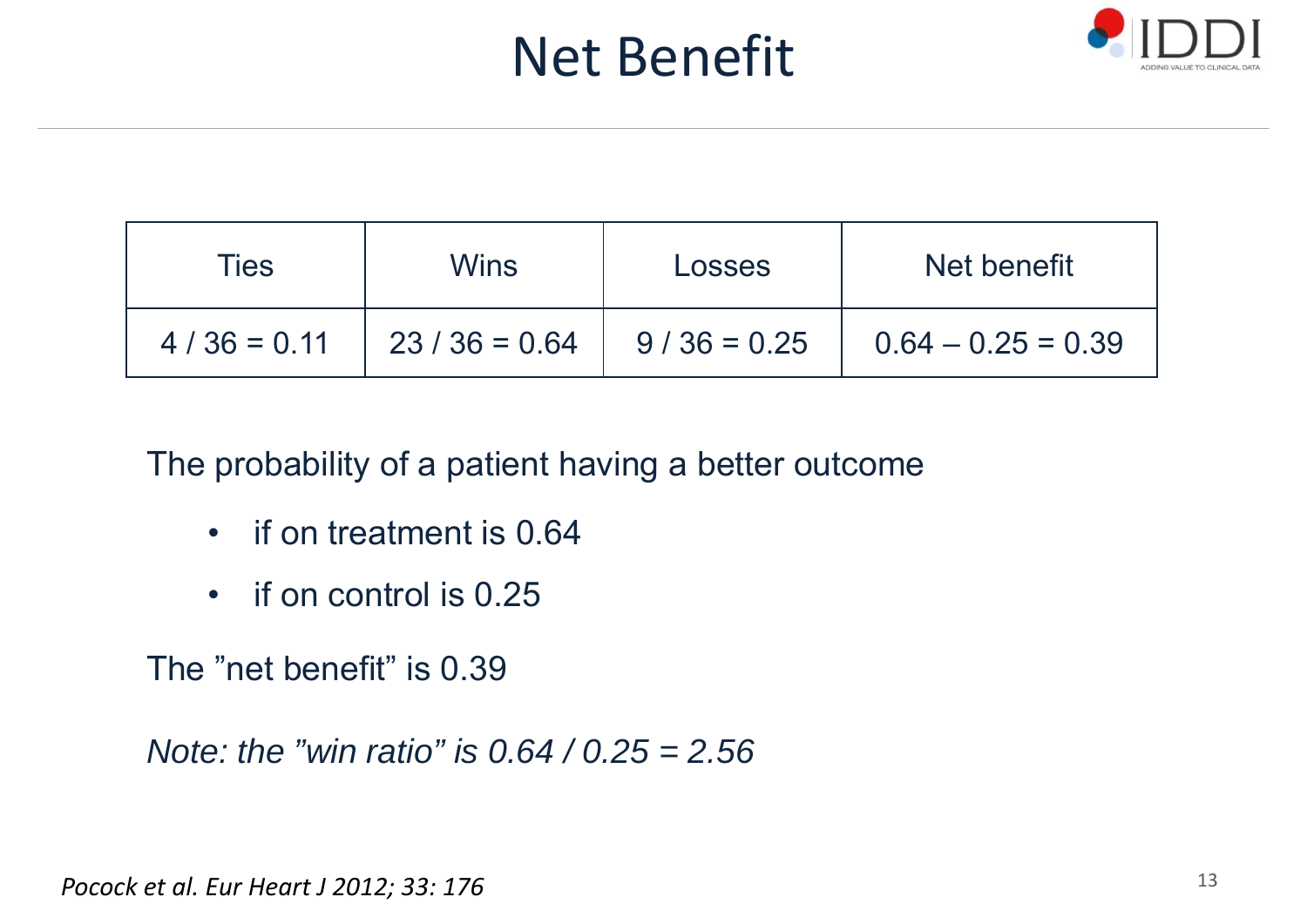# Net Benefit

| Ties | Wins | Losses | Net benefit |
|---|---|---|---|
| 4 / 36 = 0.11 | 23 / 36 = 0.64 | 9 / 36 = 0.25 | 0.64 – 0.25 = 0.39 |

The probability of a patient having a better outcome

- if on treatment is 0.64
- if on control is 0.25

The ”net benefit” is 0.39

*Note: the ”win ratio” is 0.64 / 0.25 = 2.56*

*Pocock et al. Eur Heart J 2012; 33: 176*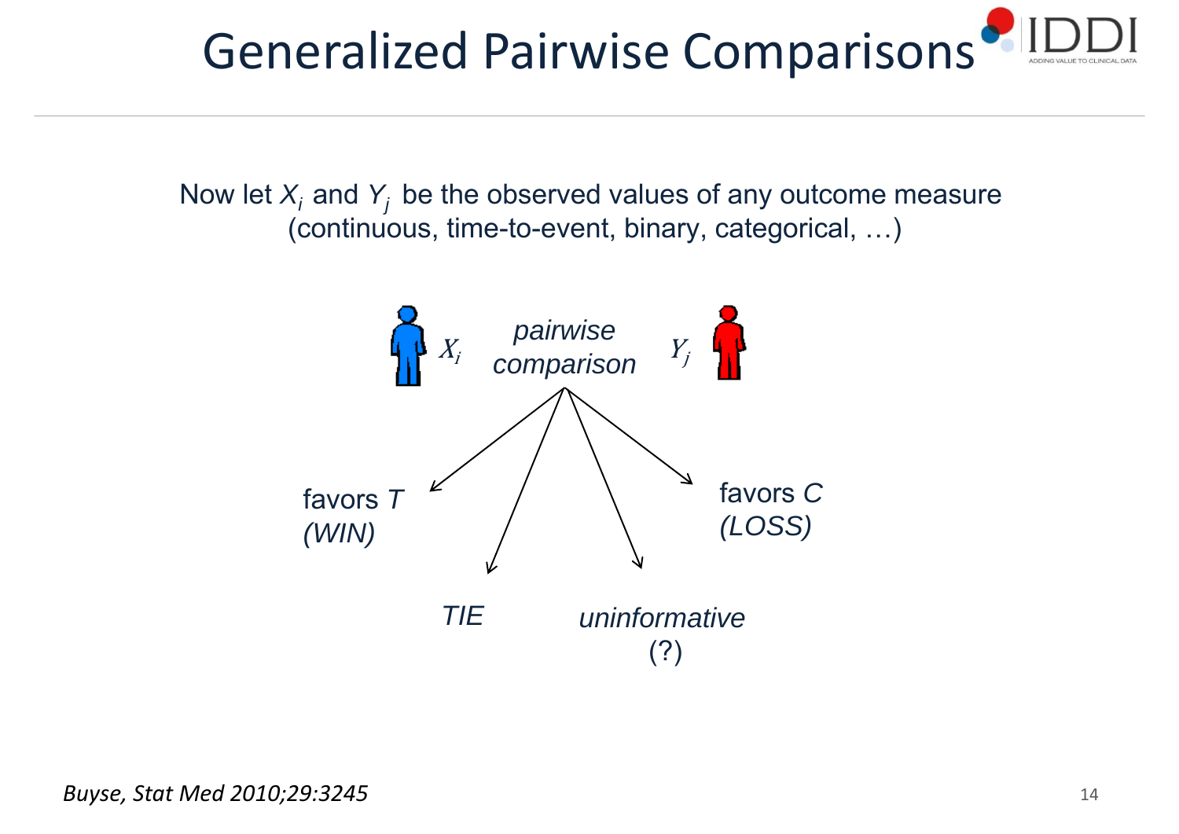# Generalized Pairwise Comparisons

Now let $X_i$ and $Y_j$ be the observed values of any outcome measure (continuous, time-to-event, binary, categorical, …)

$X_i$ *pairwise comparison* $Y_j$

- favors *T* *(WIN)*
- *TIE*
- *uninformative* (?)
- favors *C* *(LOSS)*

*Buyse, Stat Med 2010;29:3245*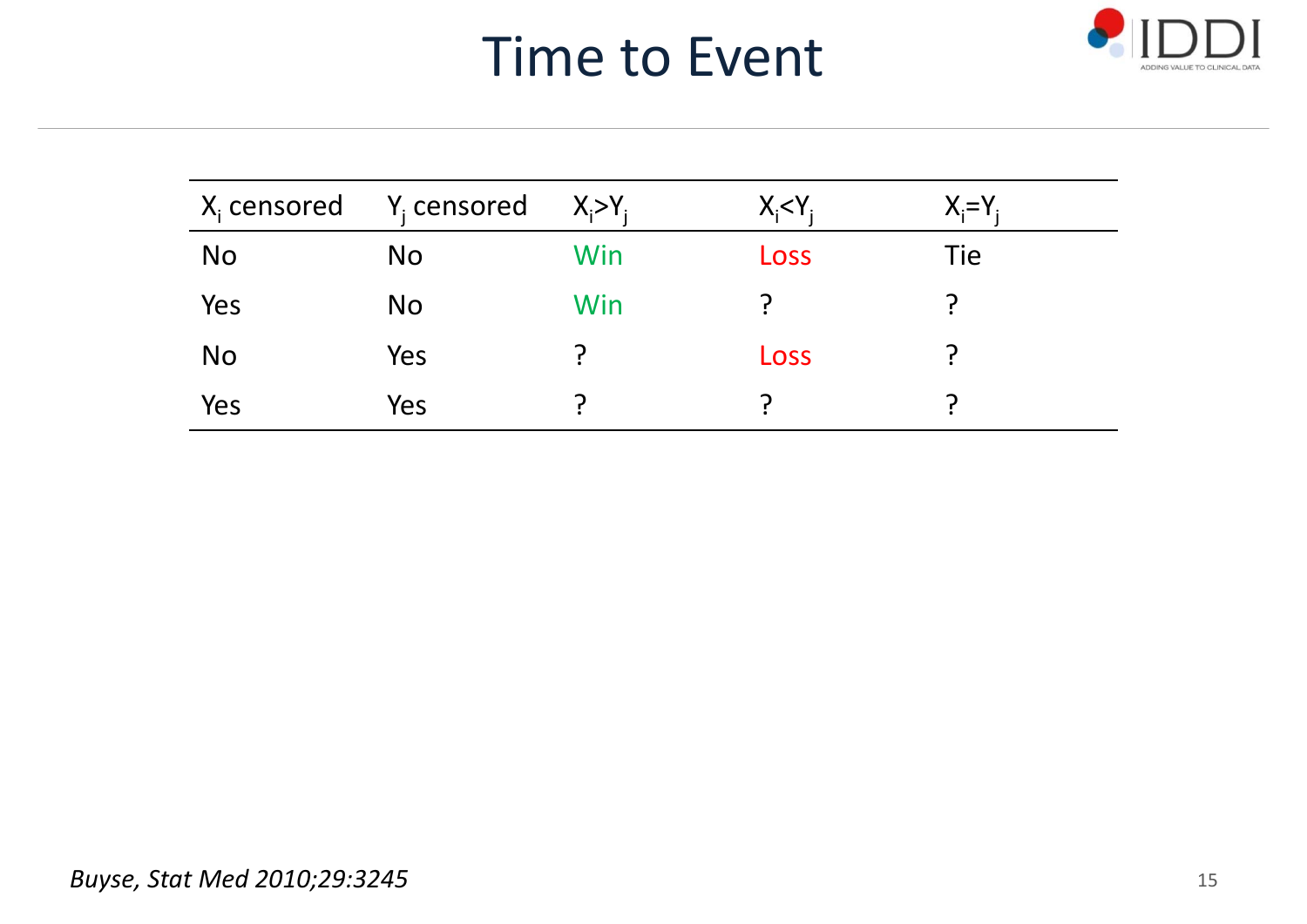# Time to Event

| $X_i$ censored | $Y_j$ censored | $X_i$>$Y_j$ | $X_i$<$Y_j$ | $X_i$=$Y_j$ |
|---|---|---|---|---|
| No | No | Win | Loss | Tie |
| Yes | No | Win | ? | ? |
| No | Yes | ? | Loss | ? |
| Yes | Yes | ? | ? | ? |

*Buyse, Stat Med 2010;29:3245*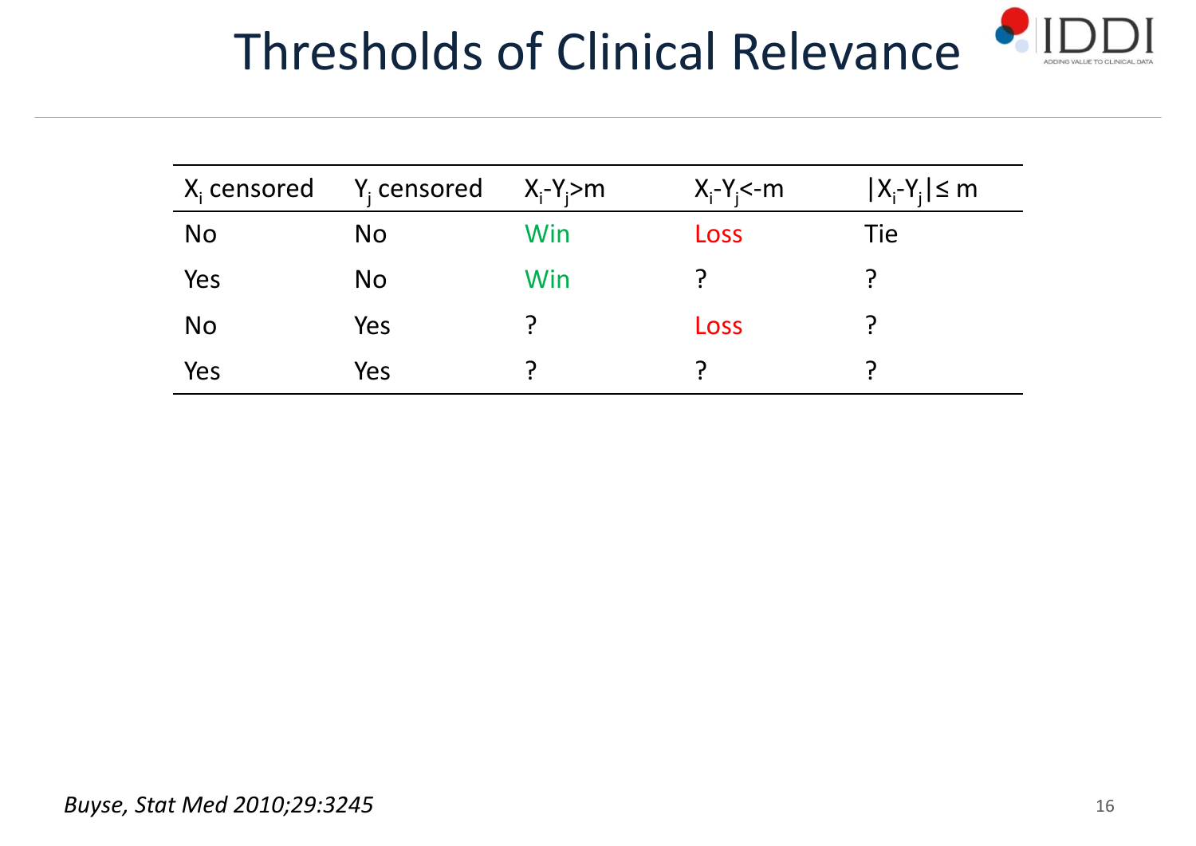# Thresholds of Clinical Relevance

| $X_i$ censored | $Y_j$ censored | $X_i$-$Y_j$>m | $X_i$-$Y_j$<-m | $\lvert X_i$-$Y_j \rvert \leq$ m |
|---|---|---|---|---|
| No | No | Win | Loss | Tie |
| Yes | No | Win | ? | ? |
| No | Yes | ? | Loss | ? |
| Yes | Yes | ? | ? | ? |

*Buyse, Stat Med 2010;29:3245*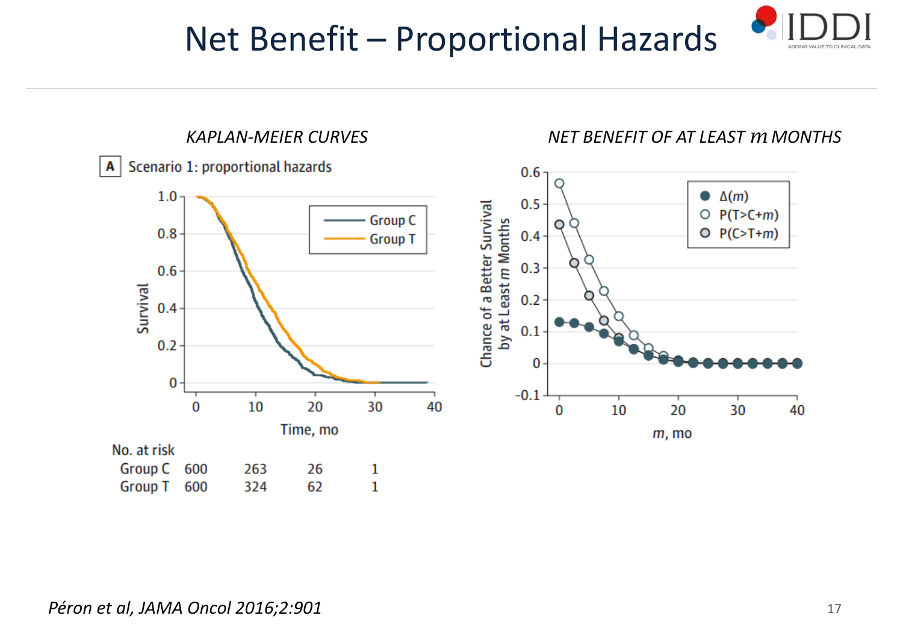# Net Benefit – Proportional Hazards

*KAPLAN-MEIER CURVES*

**A** Scenario 1: proportional hazards

No. at risk

| | 0 | 10 | 20 | 30 |
|---|---|---|---|---|
| Group C | 600 | 263 | 26 | 1 |
| Group T | 600 | 324 | 62 | 1 |

*NET BENEFIT OF AT LEAST m MONTHS*

- $\Delta(m)$
- $P(T>C+m)$
- $P(C>T+m)$

*Péron et al, JAMA Oncol 2016;2:901*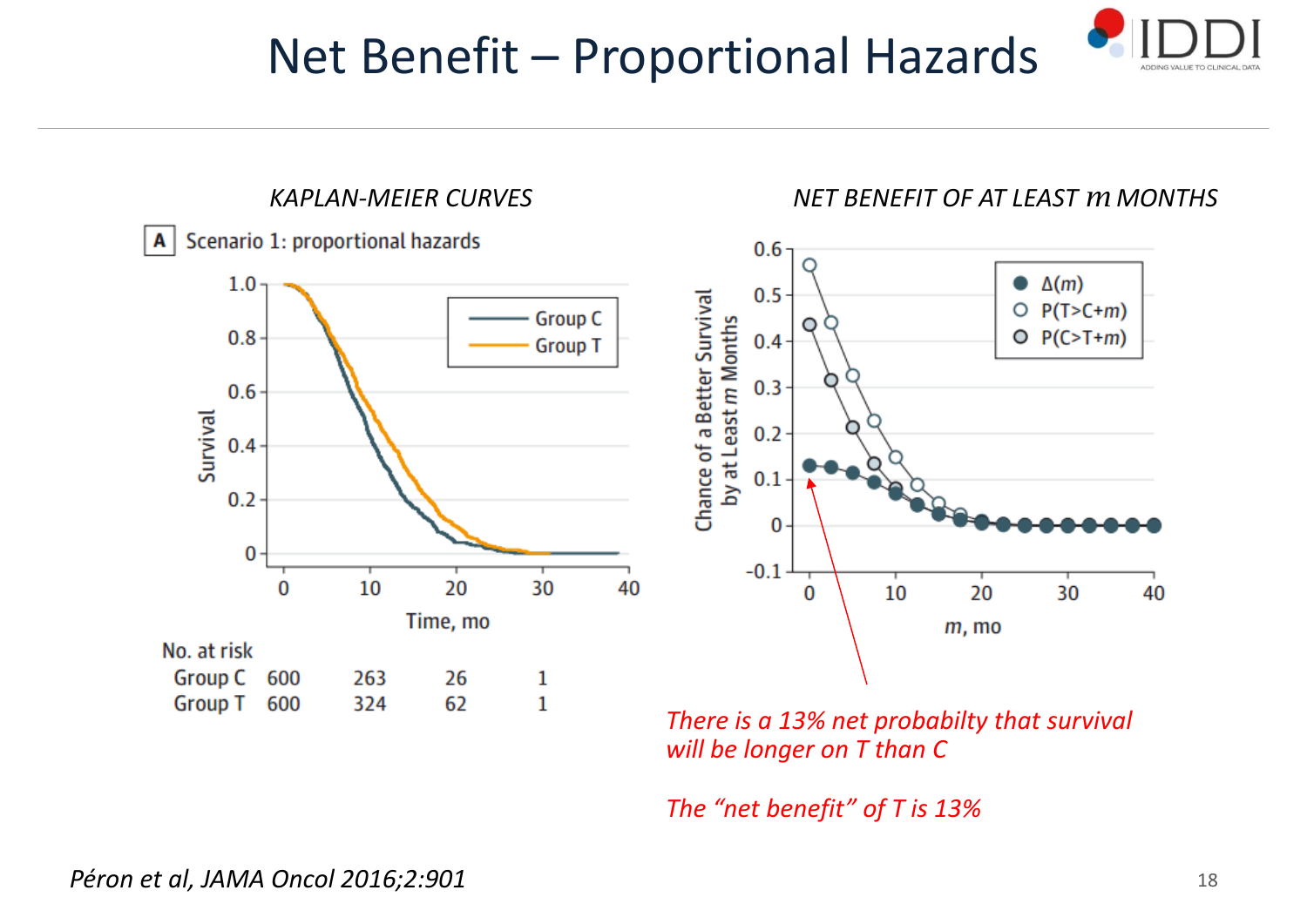# Net Benefit – Proportional Hazards

*KAPLAN-MEIER CURVES*

**A** Scenario 1: proportional hazards

No. at risk

| | 0 | 10 | 20 | 30 |
|---|---|---|---|---|
| Group C | 600 | 263 | 26 | 1 |
| Group T | 600 | 324 | 62 | 1 |

*NET BENEFIT OF AT LEAST m MONTHS*

*There is a 13% net probabilty that survival will be longer on T than C*

*The "net benefit" of T is 13%*

*Péron et al, JAMA Oncol 2016;2:901*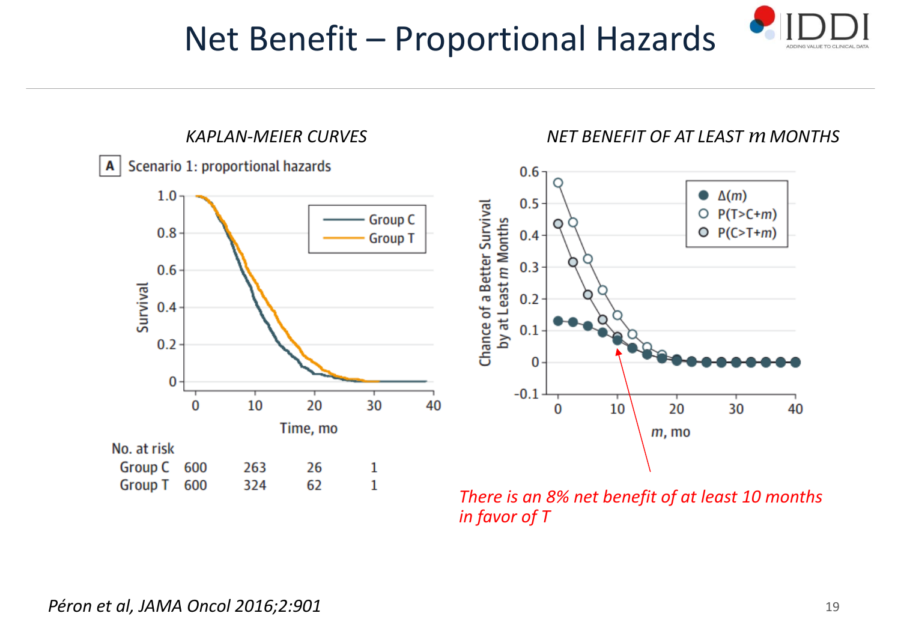# Net Benefit – Proportional Hazards

*KAPLAN-MEIER CURVES*

**A** Scenario 1: proportional hazards

Group C

Group T

Survival

Time, mo

No. at risk

| | 0 | 10 | 20 | 30 |
|---|---|---|---|---|
| Group C | 600 | 263 | 26 | 1 |
| Group T | 600 | 324 | 62 | 1 |

*NET BENEFIT OF AT LEAST m MONTHS*

$\Delta(m)$

$P(T>C+m)$

$P(C>T+m)$

Chance of a Better Survival by at Least $m$ Months

$m$, mo

*There is an 8% net benefit of at least 10 months in favor of T*

*Péron et al, JAMA Oncol 2016;2:901*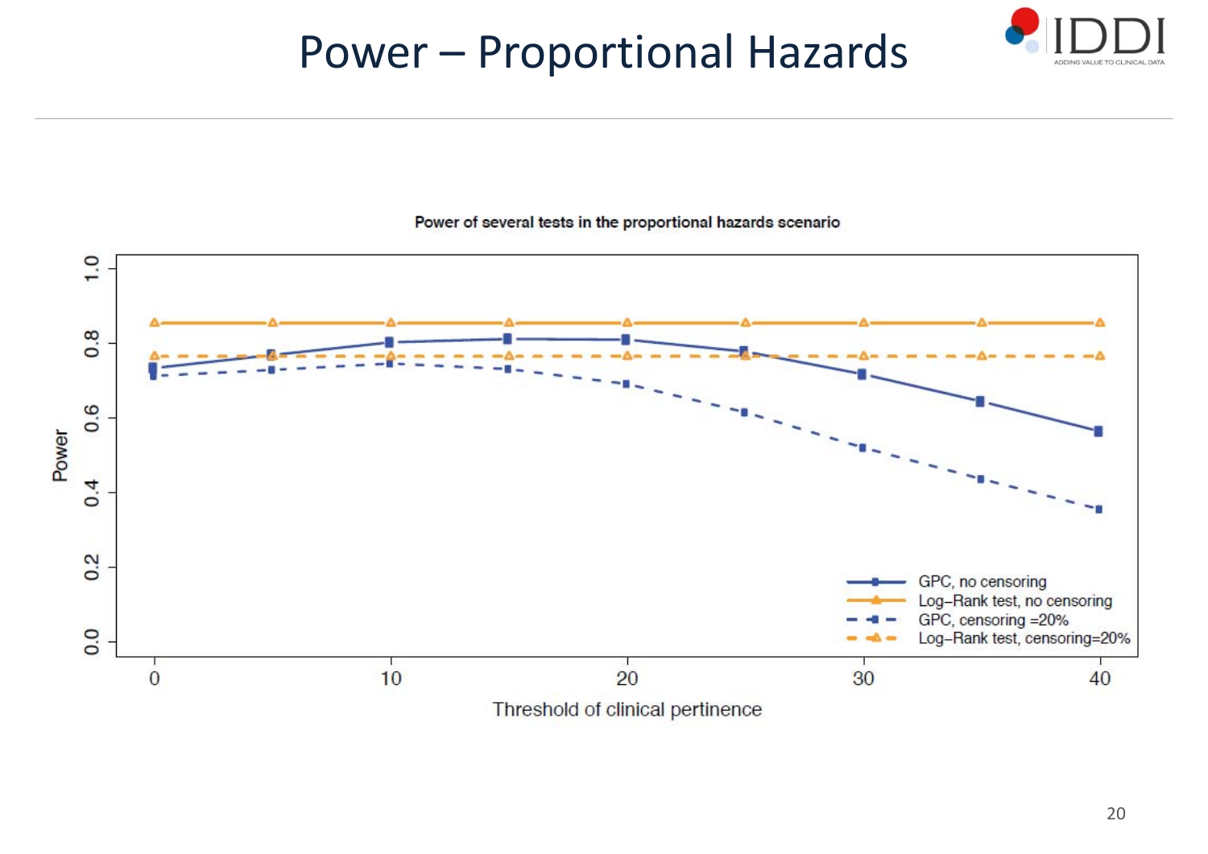# Power – Proportional Hazards

**Power of several tests in the proportional hazards scenario**

Power

1.0
0.8
0.6
0.4
0.2
0.0

0 10 20 30 40

Threshold of clinical pertinence

- GPC, no censoring
- Log–Rank test, no censoring
- GPC, censoring =20%
- Log–Rank test, censoring=20%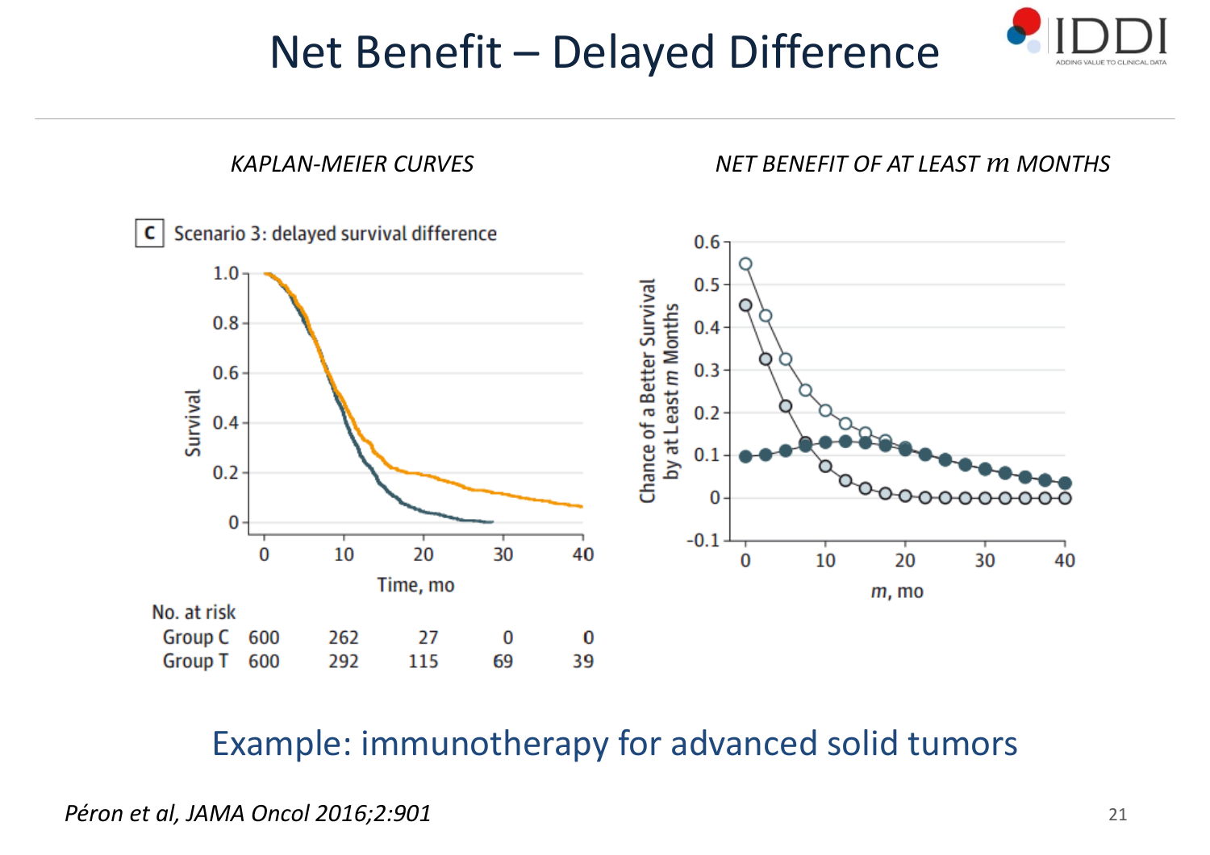# Net Benefit – Delayed Difference

*KAPLAN-MEIER CURVES*

C Scenario 3: delayed survival difference

No. at risk

| | 0 | 10 | 20 | 30 | 40 |
|---|---|---|---|---|---|
| Group C | 600 | 262 | 27 | 0 | 0 |
| Group T | 600 | 292 | 115 | 69 | 39 |

*NET BENEFIT OF AT LEAST $m$ MONTHS*

Example: immunotherapy for advanced solid tumors

*Péron et al, JAMA Oncol 2016;2:901*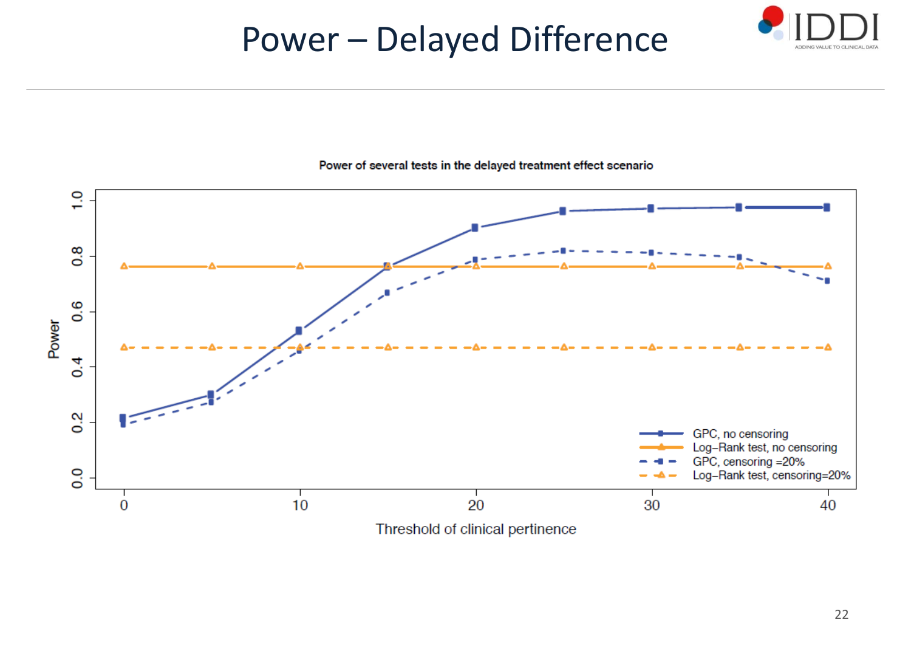# Power – Delayed Difference

Power of several tests in the delayed treatment effect scenario

Power

Threshold of clinical pertinence

GPC, no censoring
Log–Rank test, no censoring
GPC, censoring =20%
Log–Rank test, censoring=20%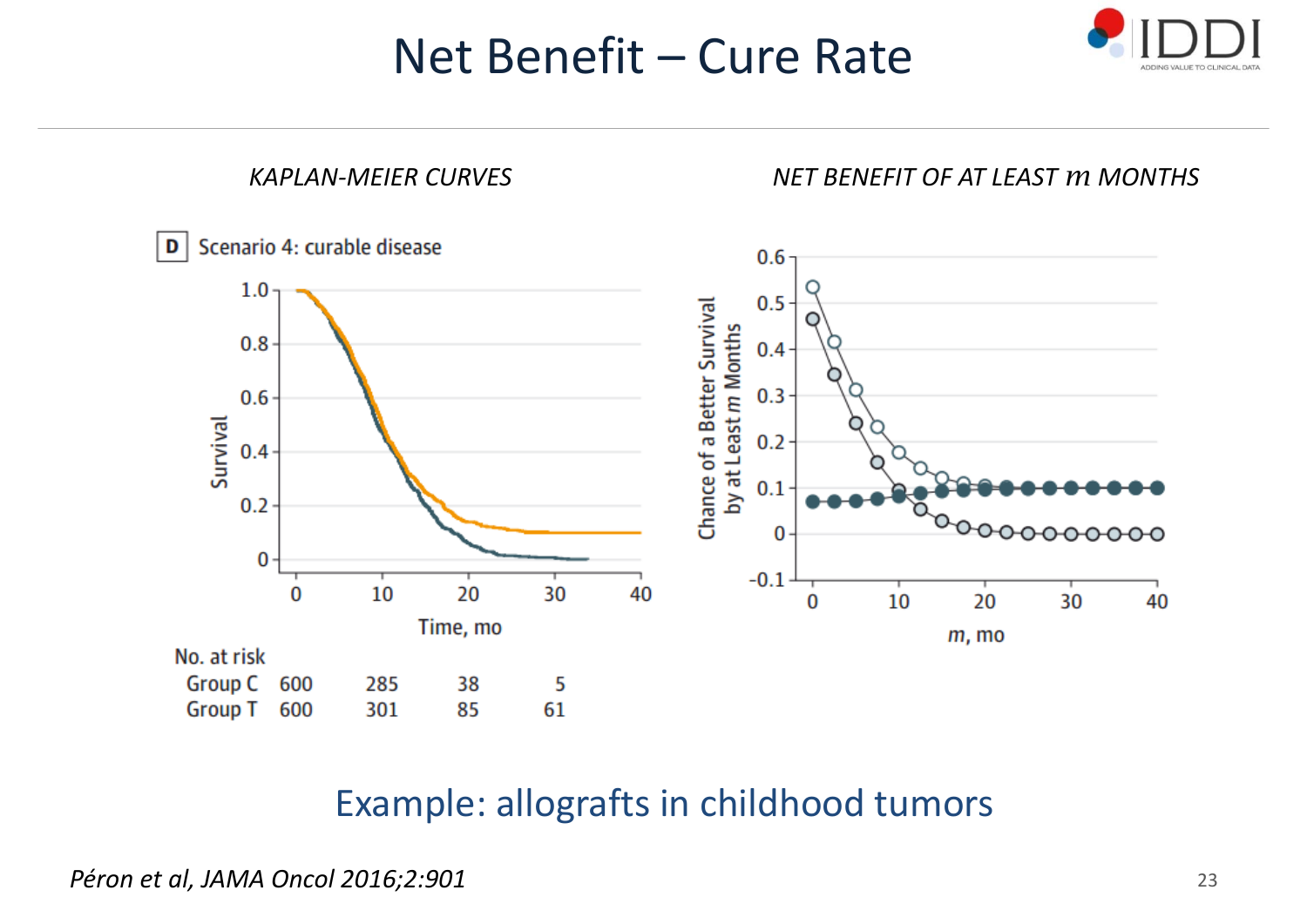# Net Benefit – Cure Rate

*KAPLAN-MEIER CURVES*

D Scenario 4: curable disease

No. at risk

| | 0 | 10 | 20 | 30 |
|---|---|---|---|---|
| Group C | 600 | 285 | 38 | 5 |
| Group T | 600 | 301 | 85 | 61 |

*NET BENEFIT OF AT LEAST $m$ MONTHS*

Example: allografts in childhood tumors

*Péron et al, JAMA Oncol 2016;2:901*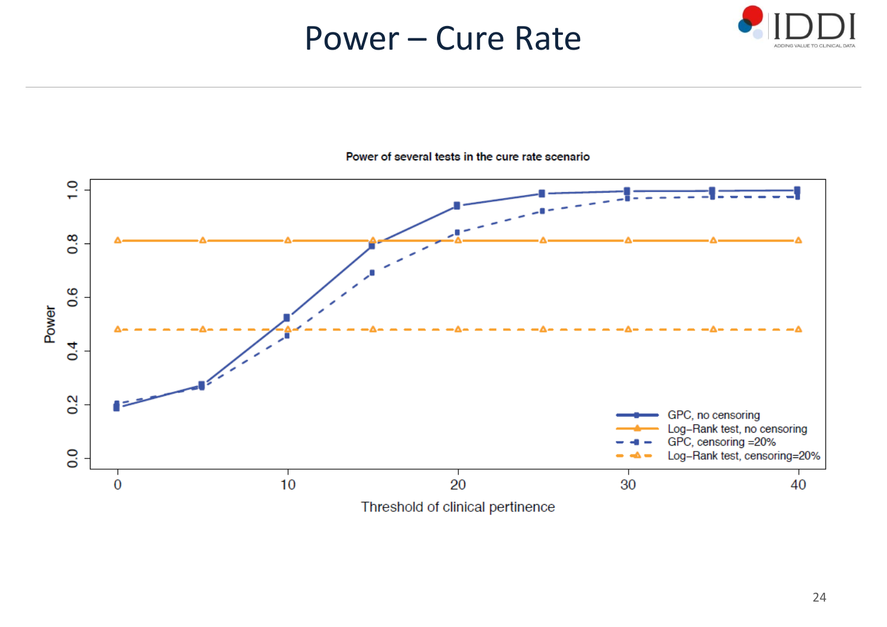# Power – Cure Rate

**Power of several tests in the cure rate scenario**

Power (y-axis, 0.0–1.0) vs. Threshold of clinical pertinence (x-axis, 0–40)

- GPC, no censoring
- Log–Rank test, no censoring
- GPC, censoring =20%
- Log–Rank test, censoring=20%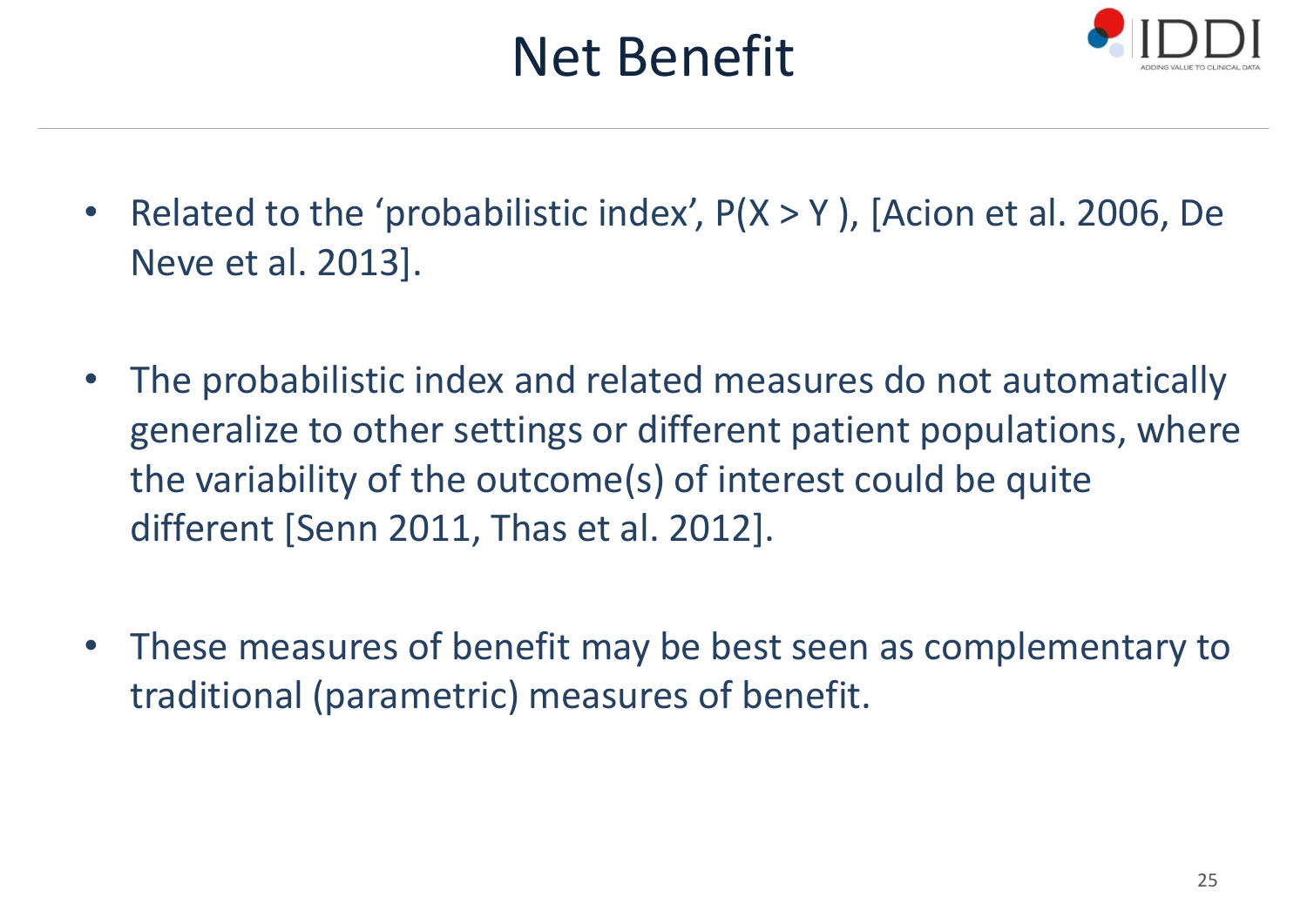# Net Benefit

- Related to the ‘probabilistic index’, $P(X > Y)$, [Acion et al. 2006, De Neve et al. 2013].

- The probabilistic index and related measures do not automatically generalize to other settings or different patient populations, where the variability of the outcome(s) of interest could be quite different [Senn 2011, Thas et al. 2012].

- These measures of benefit may be best seen as complementary to traditional (parametric) measures of benefit.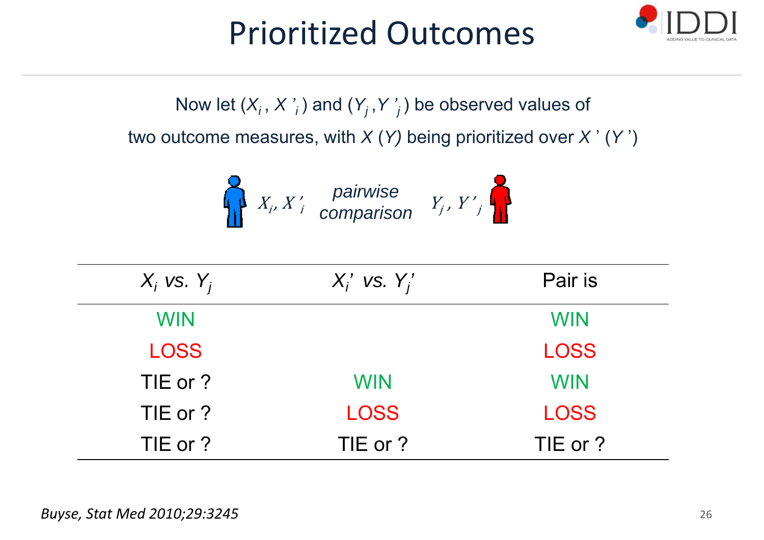# Prioritized Outcomes

Now let $(X_i, X'_i)$ and $(Y_j, Y'_j)$ be observed values of two outcome measures, with $X$ $(Y)$ being prioritized over $X'$ $(Y')$

$X_i, X'_i$ *pairwise comparison* $Y_j, Y'_j$

| $X_i$ *vs.* $Y_j$ | $X_i'$ *vs.* $Y_j'$ | Pair is |
|---|---|---|
| WIN | | WIN |
| LOSS | | LOSS |
| TIE or ? | WIN | WIN |
| TIE or ? | LOSS | LOSS |
| TIE or ? | TIE or ? | TIE or ? |

*Buyse, Stat Med 2010;29:3245*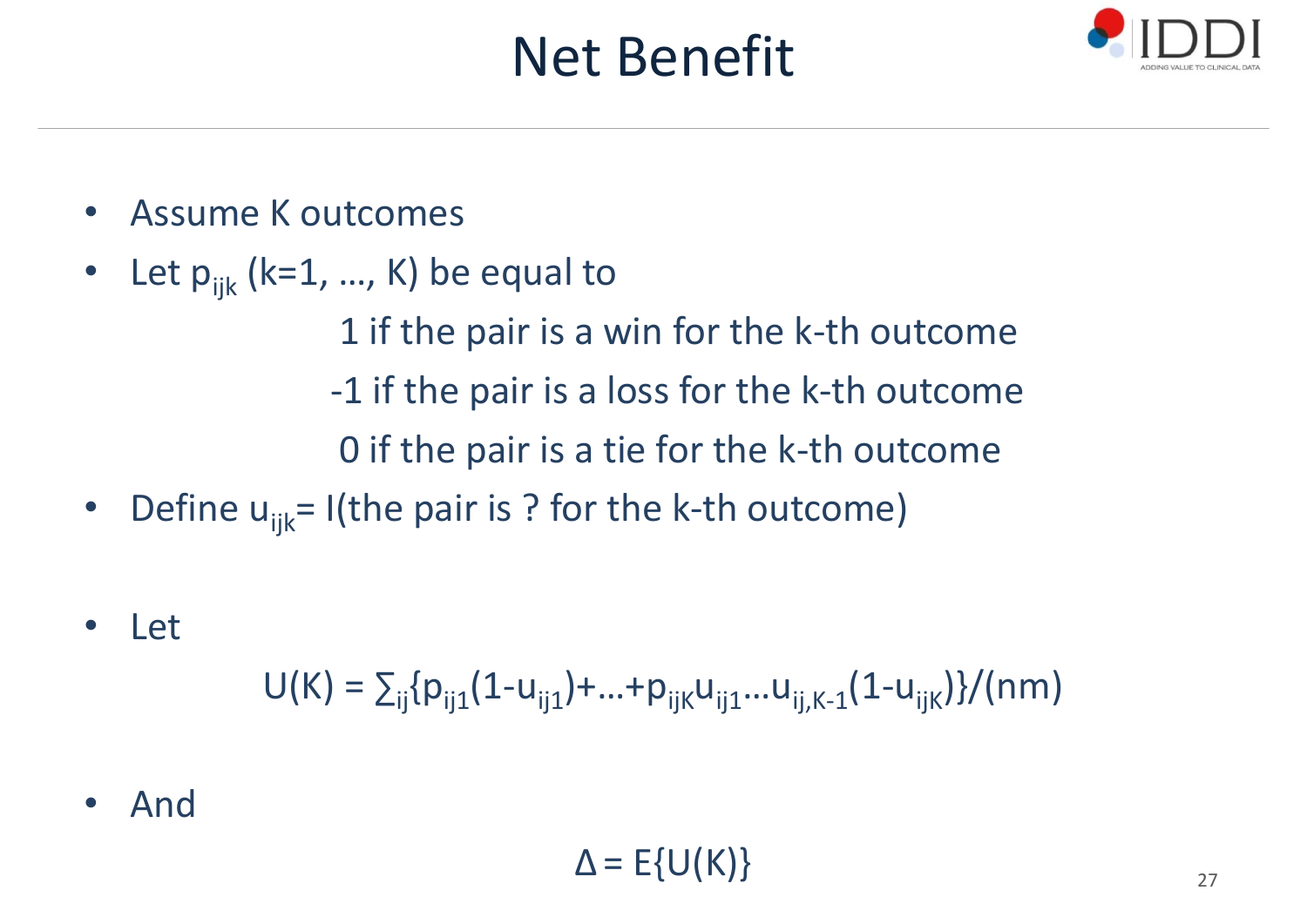# Net Benefit

- Assume K outcomes
- Let $p_{ijk}$ (k=1, …, K) be equal to

  1 if the pair is a win for the k-th outcome

  -1 if the pair is a loss for the k-th outcome

  0 if the pair is a tie for the k-th outcome

- Define $u_{ijk}$= I(the pair is ? for the k-th outcome)

- Let

$$U(K) = \sum_{ij}\{p_{ij1}(1-u_{ij1})+\ldots+p_{ijK}u_{ij1}\ldots u_{ij,K-1}(1-u_{ijK})\}/(nm)$$

- And

$$\Delta = E\{U(K)\}$$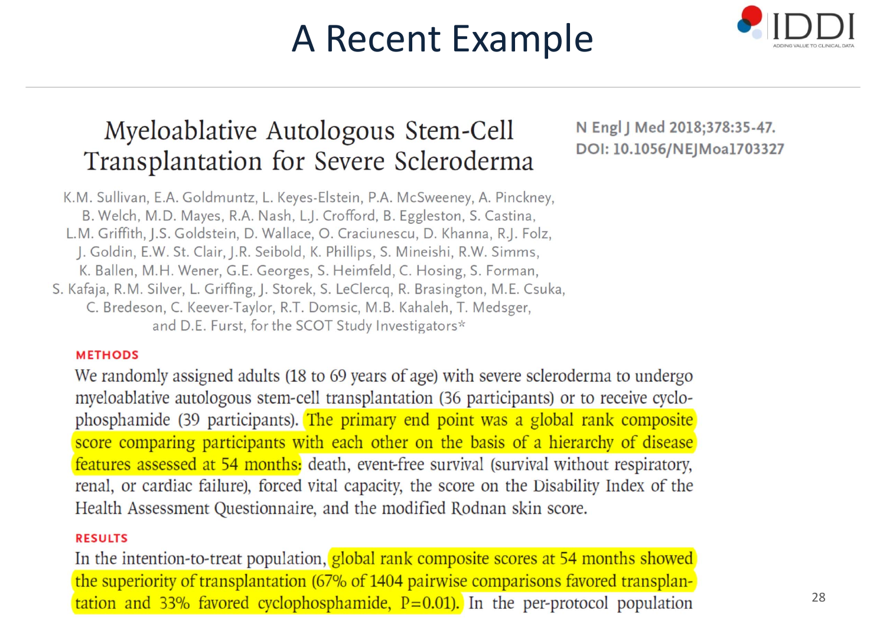# A Recent Example

## Myeloablative Autologous Stem-Cell Transplantation for Severe Scleroderma

N Engl J Med 2018;378:35-47.
DOI: 10.1056/NEJMoa1703327

K.M. Sullivan, E.A. Goldmuntz, L. Keyes-Elstein, P.A. McSweeney, A. Pinckney, B. Welch, M.D. Mayes, R.A. Nash, L.J. Crofford, B. Eggleston, S. Castina, L.M. Griffith, J.S. Goldstein, D. Wallace, O. Craciunescu, D. Khanna, R.J. Folz, J. Goldin, E.W. St. Clair, J.R. Seibold, K. Phillips, S. Mineishi, R.W. Simms, K. Ballen, M.H. Wener, G.E. Georges, S. Heimfeld, C. Hosing, S. Forman, S. Kafaja, R.M. Silver, L. Griffing, J. Storek, S. LeClercq, R. Brasington, M.E. Csuka, C. Bredeson, C. Keever-Taylor, R.T. Domsic, M.B. Kahaleh, T. Medsger, and D.E. Furst, for the SCOT Study Investigators*

### METHODS

We randomly assigned adults (18 to 69 years of age) with severe scleroderma to undergo myeloablative autologous stem-cell transplantation (36 participants) or to receive cyclophosphamide (39 participants). The primary end point was a global rank composite score comparing participants with each other on the basis of a hierarchy of disease features assessed at 54 months: death, event-free survival (survival without respiratory, renal, or cardiac failure), forced vital capacity, the score on the Disability Index of the Health Assessment Questionnaire, and the modified Rodnan skin score.

### RESULTS

In the intention-to-treat population, global rank composite scores at 54 months showed the superiority of transplantation (67% of 1404 pairwise comparisons favored transplantation and 33% favored cyclophosphamide, P=0.01). In the per-protocol population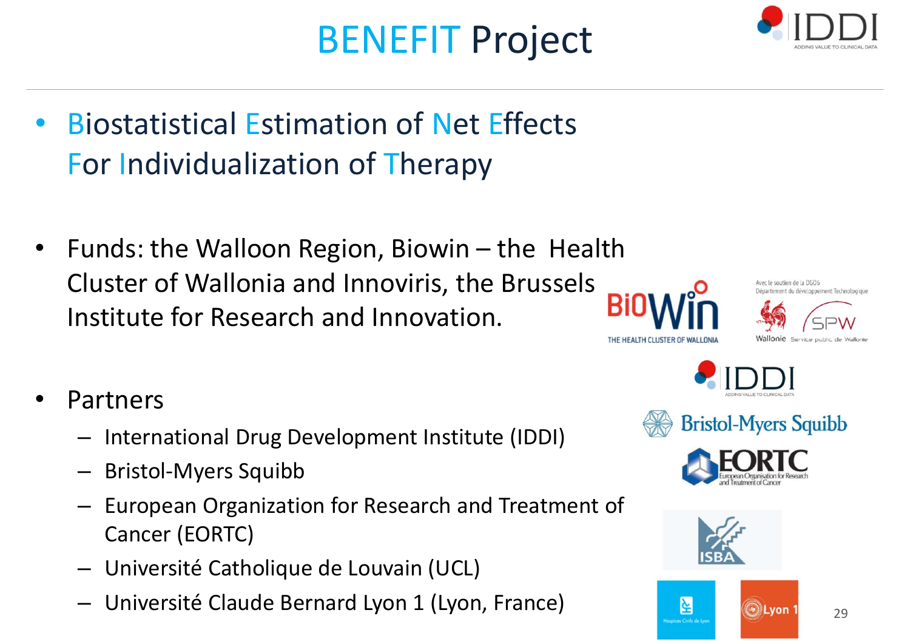# BENEFIT Project

- Biostatistical Estimation of Net Effects For Individualization of Therapy

- Funds: the Walloon Region, Biowin – the Health Cluster of Wallonia and Innoviris, the Brussels Institute for Research and Innovation.

- Partners
  - International Drug Development Institute (IDDI)
  - Bristol-Myers Squibb
  - European Organization for Research and Treatment of Cancer (EORTC)
  - Université Catholique de Louvain (UCL)
  - Université Claude Bernard Lyon 1 (Lyon, France)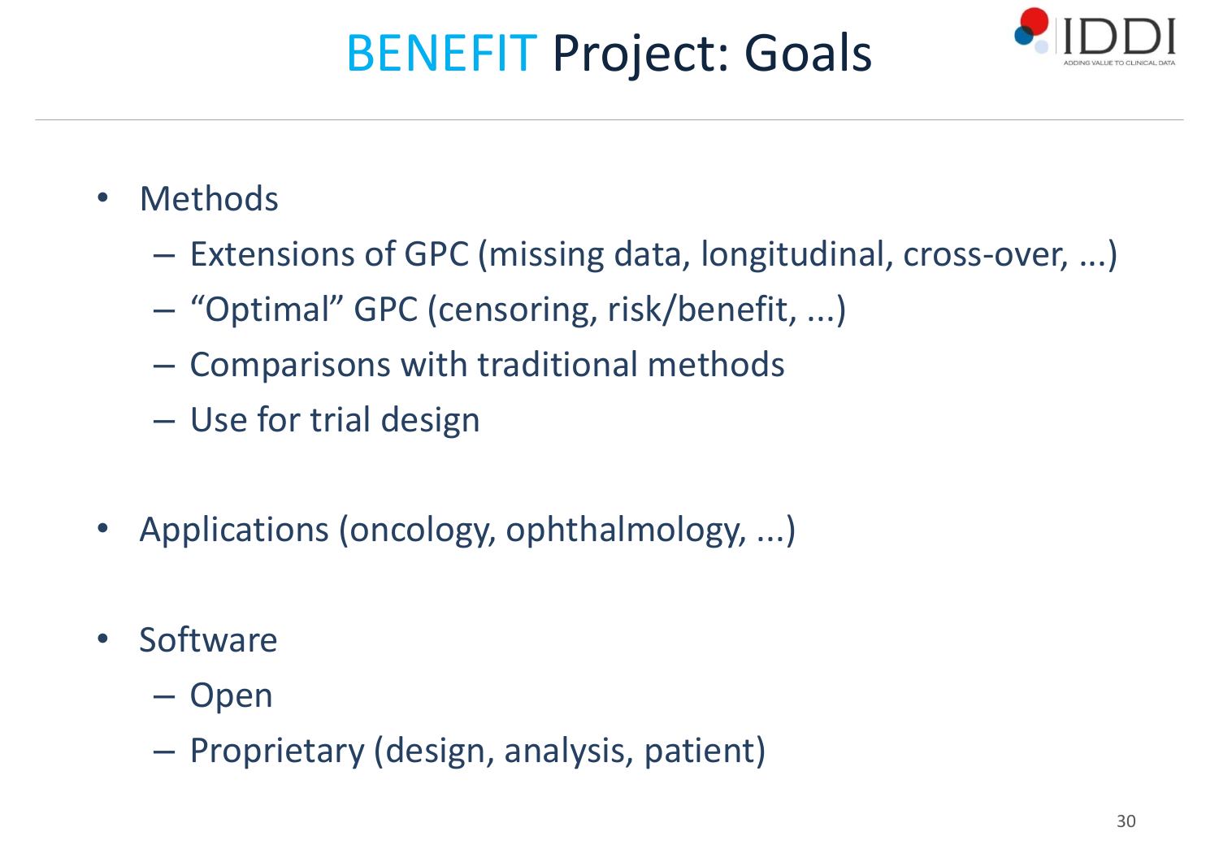# BENEFIT Project: Goals

- Methods
  - Extensions of GPC (missing data, longitudinal, cross-over, ...)
  - "Optimal" GPC (censoring, risk/benefit, ...)
  - Comparisons with traditional methods
  - Use for trial design
- Applications (oncology, ophthalmology, ...)
- Software
  - Open
  - Proprietary (design, analysis, patient)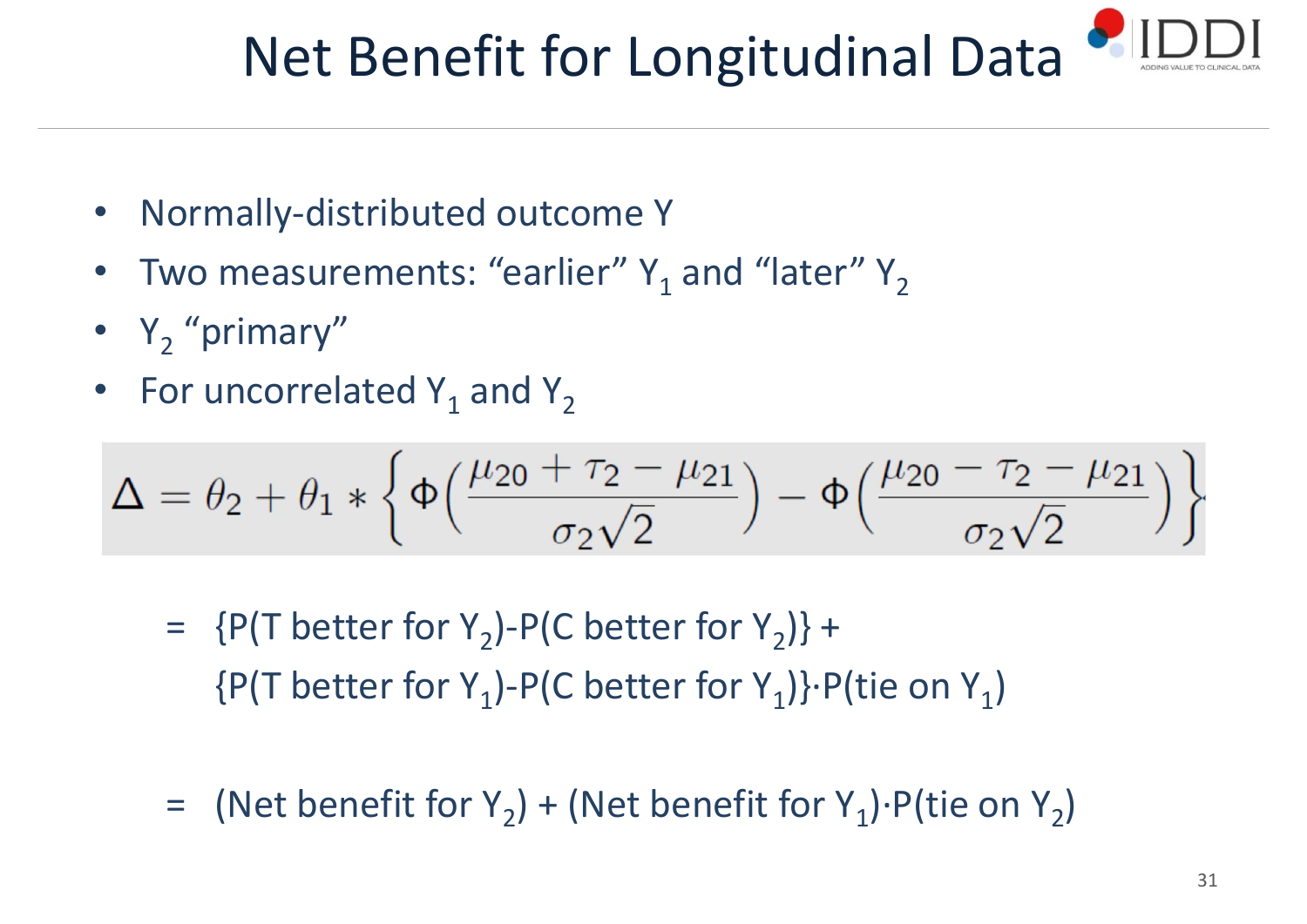# Net Benefit for Longitudinal Data

- Normally-distributed outcome Y
- Two measurements: “earlier” $Y_1$ and “later” $Y_2$
- $Y_2$ “primary”
- For uncorrelated $Y_1$ and $Y_2$

$$\Delta = \theta_2 + \theta_1 * \left\{ \Phi\left(\frac{\mu_{20} + \tau_2 - \mu_{21}}{\sigma_2\sqrt{2}}\right) - \Phi\left(\frac{\mu_{20} - \tau_2 - \mu_{21}}{\sigma_2\sqrt{2}}\right) \right\}$$

= {P(T better for $Y_2$)-P(C better for $Y_2$)} +
{P(T better for $Y_1$)-P(C better for $Y_1$)}·P(tie on $Y_1$)

= (Net benefit for $Y_2$) + (Net benefit for $Y_1$)·P(tie on $Y_2$)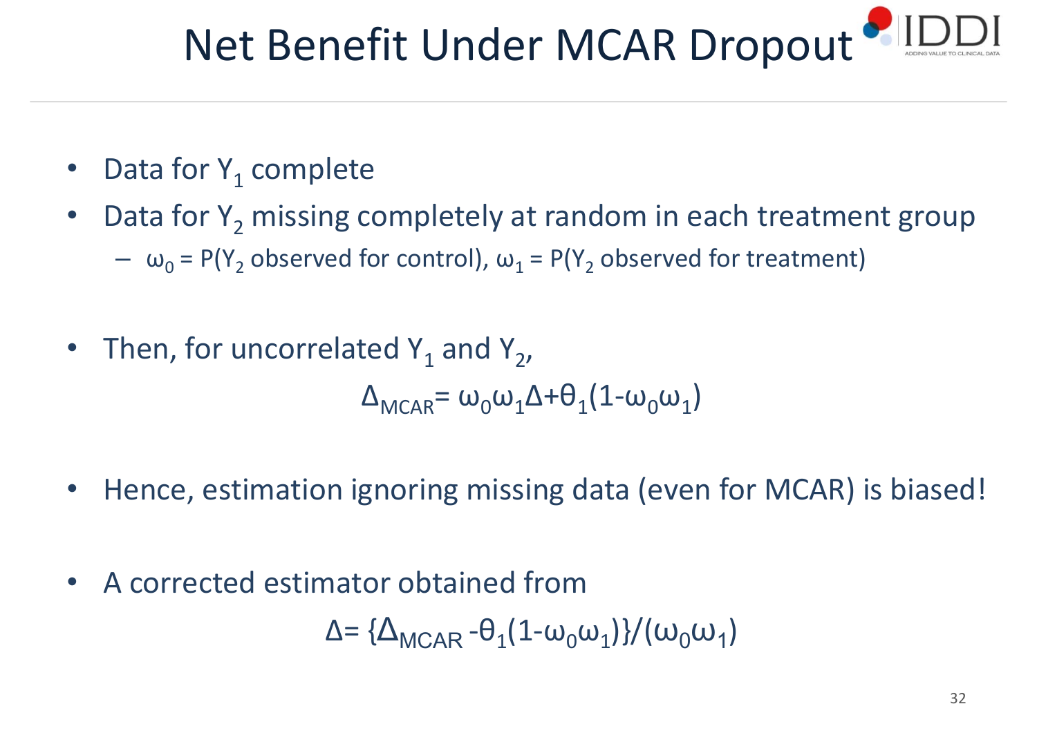# Net Benefit Under MCAR Dropout

- Data for $Y_1$ complete
- Data for $Y_2$ missing completely at random in each treatment group
  - $\omega_0$ = P($Y_2$ observed for control), $\omega_1$ = P($Y_2$ observed for treatment)

- Then, for uncorrelated $Y_1$ and $Y_2$,

$$\Delta_{MCAR} = \omega_0\omega_1\Delta + \theta_1(1-\omega_0\omega_1)$$

- Hence, estimation ignoring missing data (even for MCAR) is biased!

- A corrected estimator obtained from

$$\Delta = \{\Delta_{MCAR} - \theta_1(1-\omega_0\omega_1)\}/(\omega_0\omega_1)$$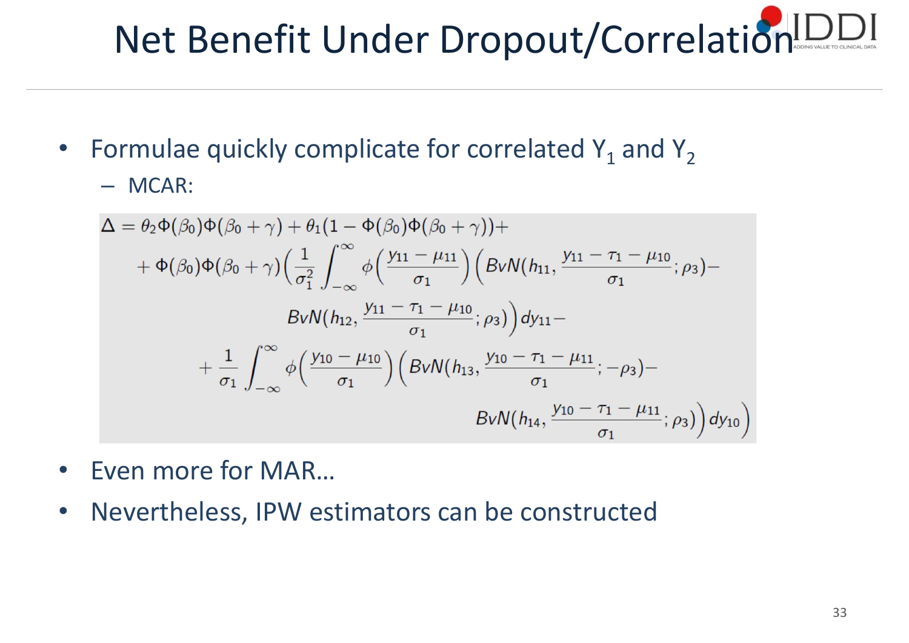# Net Benefit Under Dropout/Correlation

- Formulae quickly complicate for correlated $Y_1$ and $Y_2$
  - MCAR:

$$
\begin{aligned}
\Delta = {} & \theta_2 \Phi(\beta_0)\Phi(\beta_0+\gamma) + \theta_1(1-\Phi(\beta_0)\Phi(\beta_0+\gamma)) + \\
& + \Phi(\beta_0)\Phi(\beta_0+\gamma)\Big(\frac{1}{\sigma_1^2}\int_{-\infty}^{\infty}\phi\Big(\frac{y_{11}-\mu_{11}}{\sigma_1}\Big)\Big(BvN(h_{11}, \frac{y_{11}-\tau_1-\mu_{10}}{\sigma_1}; \rho_3) - \\
& \qquad BvN(h_{12}, \frac{y_{11}-\tau_1-\mu_{10}}{\sigma_1}; \rho_3)\Big)dy_{11} - \\
& + \frac{1}{\sigma_1}\int_{-\infty}^{\infty}\phi\Big(\frac{y_{10}-\mu_{10}}{\sigma_1}\Big)\Big(BvN(h_{13}, \frac{y_{10}-\tau_1-\mu_{11}}{\sigma_1}; -\rho_3) - \\
& \qquad BvN(h_{14}, \frac{y_{10}-\tau_1-\mu_{11}}{\sigma_1}; \rho_3)\Big)dy_{10}\Big)
\end{aligned}
$$

- Even more for MAR…
- Nevertheless, IPW estimators can be constructed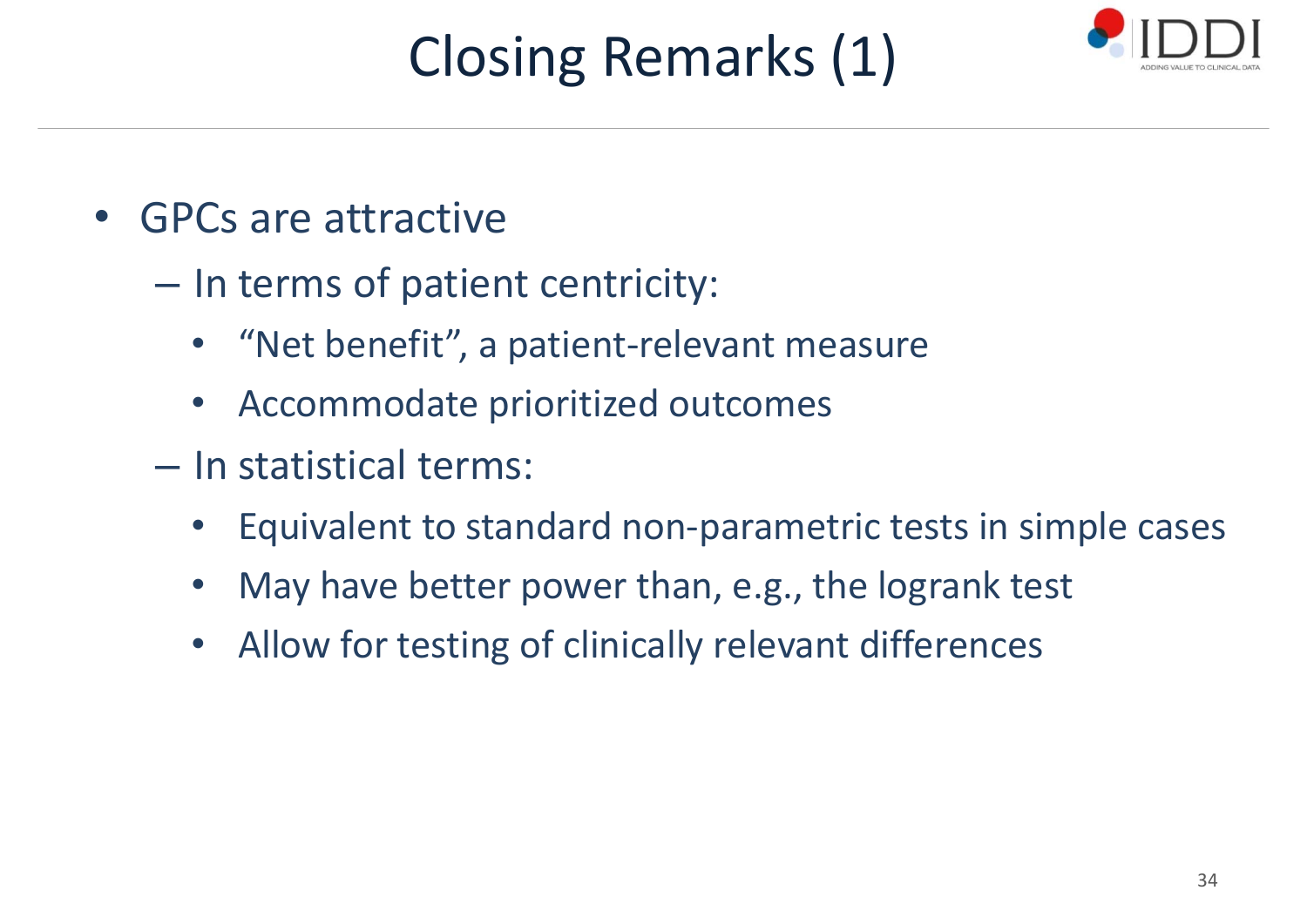# Closing Remarks (1)

- GPCs are attractive
  - In terms of patient centricity:
    - "Net benefit", a patient-relevant measure
    - Accommodate prioritized outcomes
  - In statistical terms:
    - Equivalent to standard non-parametric tests in simple cases
    - May have better power than, e.g., the logrank test
    - Allow for testing of clinically relevant differences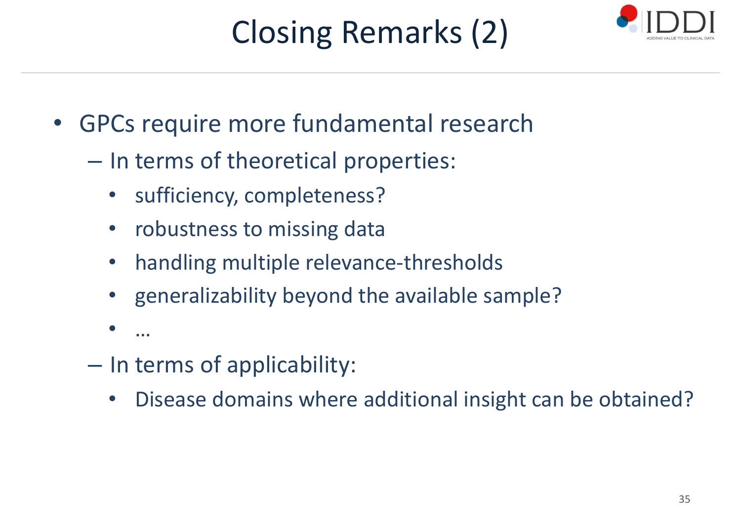# Closing Remarks (2)

- GPCs require more fundamental research
  - In terms of theoretical properties:
    - sufficiency, completeness?
    - robustness to missing data
    - handling multiple relevance-thresholds
    - generalizability beyond the available sample?
    - …
  - In terms of applicability:
    - Disease domains where additional insight can be obtained?